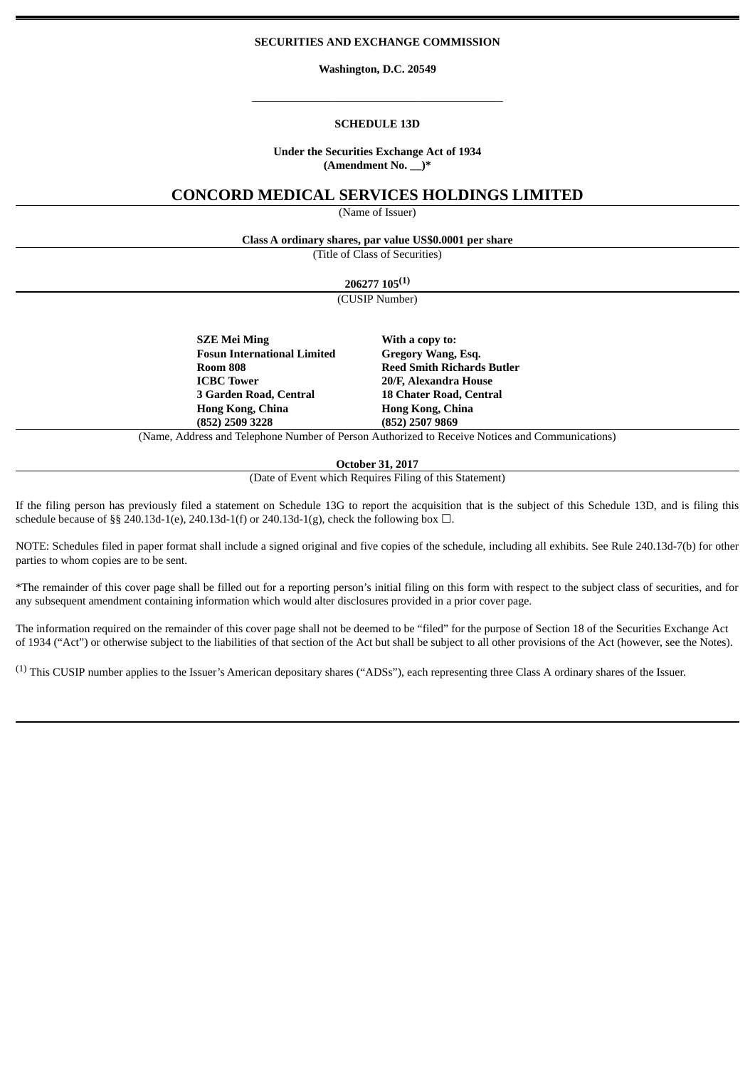**SECURITIES AND EXCHANGE COMMISSION**

**Washington, D.C. 20549**

---

**SCHEDULE 13D**

**Under the Securities Exchange Act of 1934**
**(Amendment No. __)***

# CONCORD MEDICAL SERVICES HOLDINGS LIMITED

(Name of Issuer)

**Class A ordinary shares, par value US$0.0001 per share**

(Title of Class of Securities)

**206277 105(1)**

(CUSIP Number)

| | |
|---|---|
| **SZE Mei Ming** | **With a copy to:** |
| **Fosun International Limited** | **Gregory Wang, Esq.** |
| **Room 808** | **Reed Smith Richards Butler** |
| **ICBC Tower** | **20/F, Alexandra House** |
| **3 Garden Road, Central** | **18 Chater Road, Central** |
| **Hong Kong, China** | **Hong Kong, China** |
| **(852) 2509 3228** | **(852) 2507 9869** |

(Name, Address and Telephone Number of Person Authorized to Receive Notices and Communications)

**October 31, 2017**

(Date of Event which Requires Filing of this Statement)

If the filing person has previously filed a statement on Schedule 13G to report the acquisition that is the subject of this Schedule 13D, and is filing this schedule because of §§ 240.13d-1(e), 240.13d-1(f) or 240.13d-1(g), check the following box ☐.

NOTE: Schedules filed in paper format shall include a signed original and five copies of the schedule, including all exhibits. See Rule 240.13d-7(b) for other parties to whom copies are to be sent.

*The remainder of this cover page shall be filled out for a reporting person's initial filing on this form with respect to the subject class of securities, and for any subsequent amendment containing information which would alter disclosures provided in a prior cover page.

The information required on the remainder of this cover page shall not be deemed to be "filed" for the purpose of Section 18 of the Securities Exchange Act of 1934 ("Act") or otherwise subject to the liabilities of that section of the Act but shall be subject to all other provisions of the Act (however, see the Notes).

(1) This CUSIP number applies to the Issuer's American depositary shares ("ADSs"), each representing three Class A ordinary shares of the Issuer.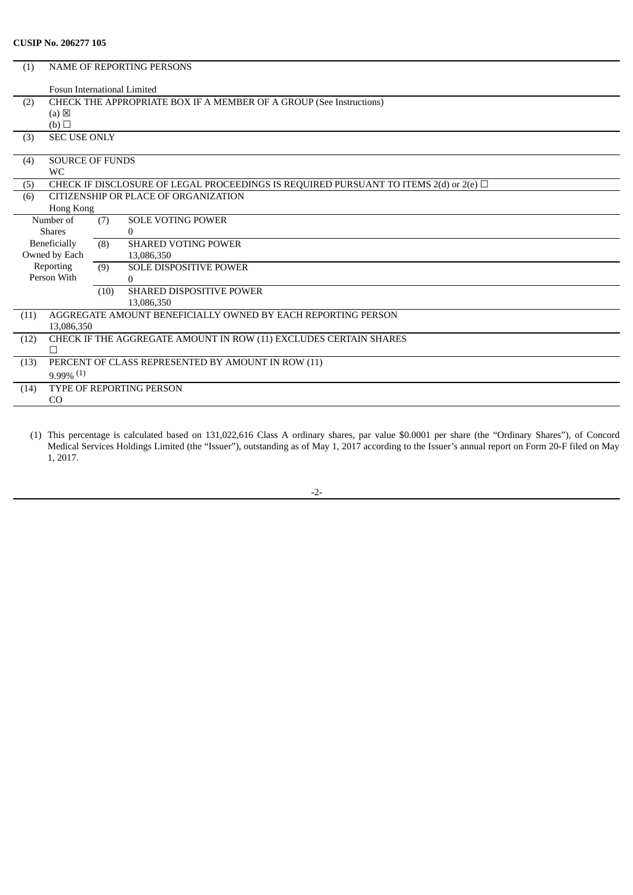**CUSIP No. 206277 105**

| (1) | NAME OF REPORTING PERSONS<br><br>Fosun International Limited | | |
|---|---|---|---|
| (2) | CHECK THE APPROPRIATE BOX IF A MEMBER OF A GROUP (See Instructions)<br>(a) ☒<br>(b) ☐ | | |
| (3) | SEC USE ONLY | | |
| (4) | SOURCE OF FUNDS<br>WC | | |
| (5) | CHECK IF DISCLOSURE OF LEGAL PROCEEDINGS IS REQUIRED PURSUANT TO ITEMS 2(d) or 2(e) ☐ | | |
| (6) | CITIZENSHIP OR PLACE OF ORGANIZATION<br>Hong Kong | | |
| Number of Shares Beneficially Owned by Each Reporting Person With | | (7) | SOLE VOTING POWER<br>0 |
| | | (8) | SHARED VOTING POWER<br>13,086,350 |
| | | (9) | SOLE DISPOSITIVE POWER<br>0 |
| | | (10) | SHARED DISPOSITIVE POWER<br>13,086,350 |
| (11) | AGGREGATE AMOUNT BENEFICIALLY OWNED BY EACH REPORTING PERSON<br>13,086,350 | | |
| (12) | CHECK IF THE AGGREGATE AMOUNT IN ROW (11) EXCLUDES CERTAIN SHARES<br>☐ | | |
| (13) | PERCENT OF CLASS REPRESENTED BY AMOUNT IN ROW (11)<br>9.99% (1) | | |
| (14) | TYPE OF REPORTING PERSON<br>CO | | |

(1) This percentage is calculated based on 131,022,616 Class A ordinary shares, par value $0.0001 per share (the "Ordinary Shares"), of Concord Medical Services Holdings Limited (the "Issuer"), outstanding as of May 1, 2017 according to the Issuer's annual report on Form 20-F filed on May 1, 2017.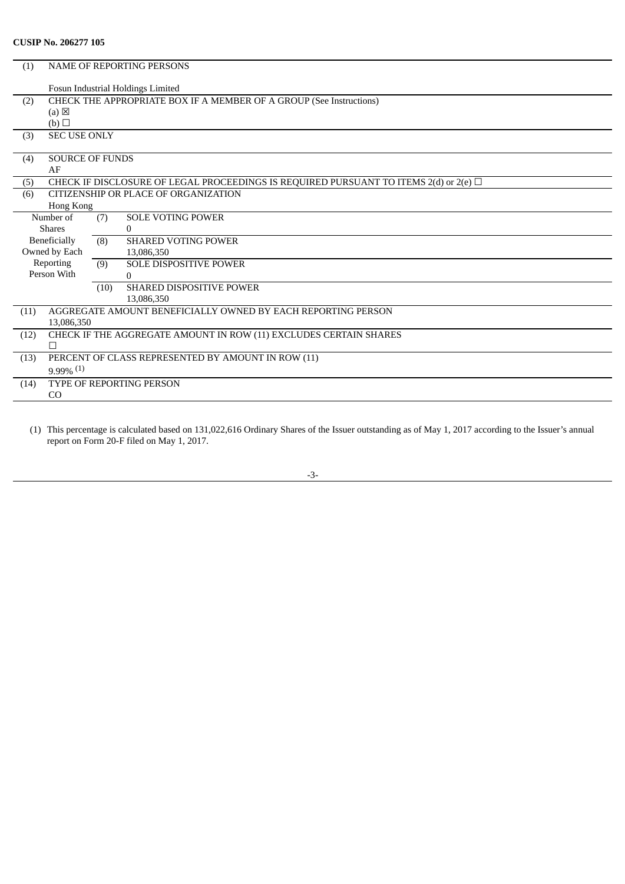**CUSIP No. 206277 105**

| | | | |
|---|---|---|---|
| (1) | NAME OF REPORTING PERSONS<br><br>Fosun Industrial Holdings Limited | | |
| (2) | CHECK THE APPROPRIATE BOX IF A MEMBER OF A GROUP (See Instructions)<br>(a) ☒<br>(b) ☐ | | |
| (3) | SEC USE ONLY | | |
| (4) | SOURCE OF FUNDS<br>AF | | |
| (5) | CHECK IF DISCLOSURE OF LEGAL PROCEEDINGS IS REQUIRED PURSUANT TO ITEMS 2(d) or 2(e) ☐ | | |
| (6) | CITIZENSHIP OR PLACE OF ORGANIZATION<br>Hong Kong | | |
| Number of Shares Beneficially Owned by Each Reporting Person With | (7) | SOLE VOTING POWER<br>0 | |
| | (8) | SHARED VOTING POWER<br>13,086,350 | |
| | (9) | SOLE DISPOSITIVE POWER<br>0 | |
| | (10) | SHARED DISPOSITIVE POWER<br>13,086,350 | |
| (11) | AGGREGATE AMOUNT BENEFICIALLY OWNED BY EACH REPORTING PERSON<br>13,086,350 | | |
| (12) | CHECK IF THE AGGREGATE AMOUNT IN ROW (11) EXCLUDES CERTAIN SHARES<br>☐ | | |
| (13) | PERCENT OF CLASS REPRESENTED BY AMOUNT IN ROW (11)<br>9.99% [(1)] | | |
| (14) | TYPE OF REPORTING PERSON<br>CO | | |

(1) This percentage is calculated based on 131,022,616 Ordinary Shares of the Issuer outstanding as of May 1, 2017 according to the Issuer's annual report on Form 20-F filed on May 1, 2017.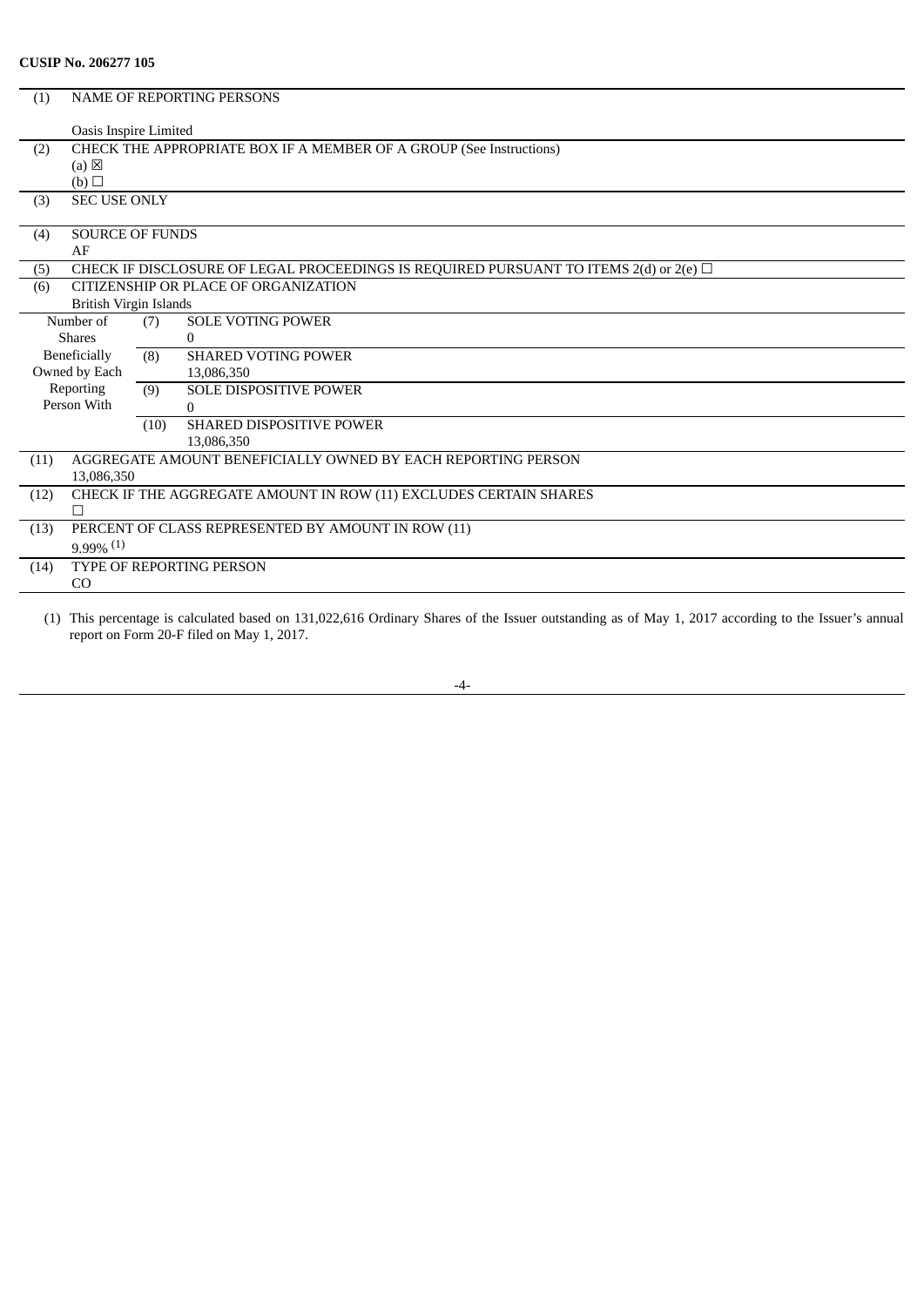**CUSIP No. 206277 105**

| | | | |
|---|---|---|---|
| (1) | NAME OF REPORTING PERSONS<br><br>Oasis Inspire Limited | | |
| (2) | CHECK THE APPROPRIATE BOX IF A MEMBER OF A GROUP (See Instructions)<br>(a) ☒<br>(b) ☐ | | |
| (3) | SEC USE ONLY | | |
| (4) | SOURCE OF FUNDS<br>AF | | |
| (5) | CHECK IF DISCLOSURE OF LEGAL PROCEEDINGS IS REQUIRED PURSUANT TO ITEMS 2(d) or 2(e) ☐ | | |
| (6) | CITIZENSHIP OR PLACE OF ORGANIZATION<br>British Virgin Islands | | |
| Number of Shares Beneficially Owned by Each Reporting Person With | (7) | SOLE VOTING POWER<br>0 | |
| | (8) | SHARED VOTING POWER<br>13,086,350 | |
| | (9) | SOLE DISPOSITIVE POWER<br>0 | |
| | (10) | SHARED DISPOSITIVE POWER<br>13,086,350 | |
| (11) | AGGREGATE AMOUNT BENEFICIALLY OWNED BY EACH REPORTING PERSON<br>13,086,350 | | |
| (12) | CHECK IF THE AGGREGATE AMOUNT IN ROW (11) EXCLUDES CERTAIN SHARES<br>☐ | | |
| (13) | PERCENT OF CLASS REPRESENTED BY AMOUNT IN ROW (11)<br>9.99% [(1)] | | |
| (14) | TYPE OF REPORTING PERSON<br>CO | | |

(1) This percentage is calculated based on 131,022,616 Ordinary Shares of the Issuer outstanding as of May 1, 2017 according to the Issuer's annual report on Form 20-F filed on May 1, 2017.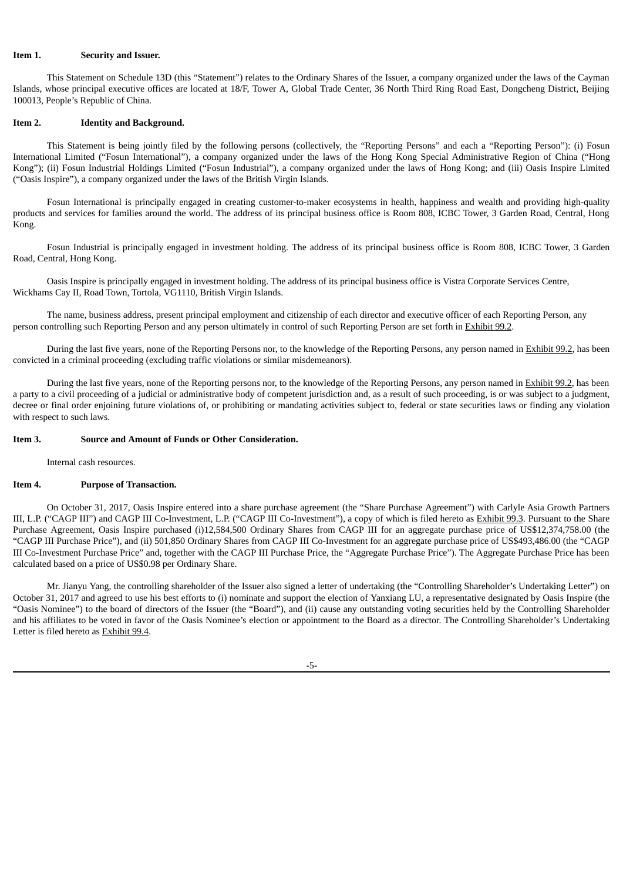**Item 1. Security and Issuer.**

This Statement on Schedule 13D (this "Statement") relates to the Ordinary Shares of the Issuer, a company organized under the laws of the Cayman Islands, whose principal executive offices are located at 18/F, Tower A, Global Trade Center, 36 North Third Ring Road East, Dongcheng District, Beijing 100013, People's Republic of China.

**Item 2. Identity and Background.**

This Statement is being jointly filed by the following persons (collectively, the "Reporting Persons" and each a "Reporting Person"): (i) Fosun International Limited ("Fosun International"), a company organized under the laws of the Hong Kong Special Administrative Region of China ("Hong Kong"); (ii) Fosun Industrial Holdings Limited ("Fosun Industrial"), a company organized under the laws of Hong Kong; and (iii) Oasis Inspire Limited ("Oasis Inspire"), a company organized under the laws of the British Virgin Islands.

Fosun International is principally engaged in creating customer-to-maker ecosystems in health, happiness and wealth and providing high-quality products and services for families around the world. The address of its principal business office is Room 808, ICBC Tower, 3 Garden Road, Central, Hong Kong.

Fosun Industrial is principally engaged in investment holding. The address of its principal business office is Room 808, ICBC Tower, 3 Garden Road, Central, Hong Kong.

Oasis Inspire is principally engaged in investment holding. The address of its principal business office is Vistra Corporate Services Centre, Wickhams Cay II, Road Town, Tortola, VG1110, British Virgin Islands.

The name, business address, present principal employment and citizenship of each director and executive officer of each Reporting Person, any person controlling such Reporting Person and any person ultimately in control of such Reporting Person are set forth in Exhibit 99.2.

During the last five years, none of the Reporting Persons nor, to the knowledge of the Reporting Persons, any person named in Exhibit 99.2, has been convicted in a criminal proceeding (excluding traffic violations or similar misdemeanors).

During the last five years, none of the Reporting persons nor, to the knowledge of the Reporting Persons, any person named in Exhibit 99.2, has been a party to a civil proceeding of a judicial or administrative body of competent jurisdiction and, as a result of such proceeding, is or was subject to a judgment, decree or final order enjoining future violations of, or prohibiting or mandating activities subject to, federal or state securities laws or finding any violation with respect to such laws.

**Item 3. Source and Amount of Funds or Other Consideration.**

Internal cash resources.

**Item 4. Purpose of Transaction.**

On October 31, 2017, Oasis Inspire entered into a share purchase agreement (the "Share Purchase Agreement") with Carlyle Asia Growth Partners III, L.P. ("CAGP III") and CAGP III Co-Investment, L.P. ("CAGP III Co-Investment"), a copy of which is filed hereto as Exhibit 99.3. Pursuant to the Share Purchase Agreement, Oasis Inspire purchased (i)12,584,500 Ordinary Shares from CAGP III for an aggregate purchase price of US$12,374,758.00 (the "CAGP III Purchase Price"), and (ii) 501,850 Ordinary Shares from CAGP III Co-Investment for an aggregate purchase price of US$493,486.00 (the "CAGP III Co-Investment Purchase Price" and, together with the CAGP III Purchase Price, the "Aggregate Purchase Price"). The Aggregate Purchase Price has been calculated based on a price of US$0.98 per Ordinary Share.

Mr. Jianyu Yang, the controlling shareholder of the Issuer also signed a letter of undertaking (the "Controlling Shareholder's Undertaking Letter") on October 31, 2017 and agreed to use his best efforts to (i) nominate and support the election of Yanxiang LU, a representative designated by Oasis Inspire (the "Oasis Nominee") to the board of directors of the Issuer (the "Board"), and (ii) cause any outstanding voting securities held by the Controlling Shareholder and his affiliates to be voted in favor of the Oasis Nominee's election or appointment to the Board as a director. The Controlling Shareholder's Undertaking Letter is filed hereto as Exhibit 99.4.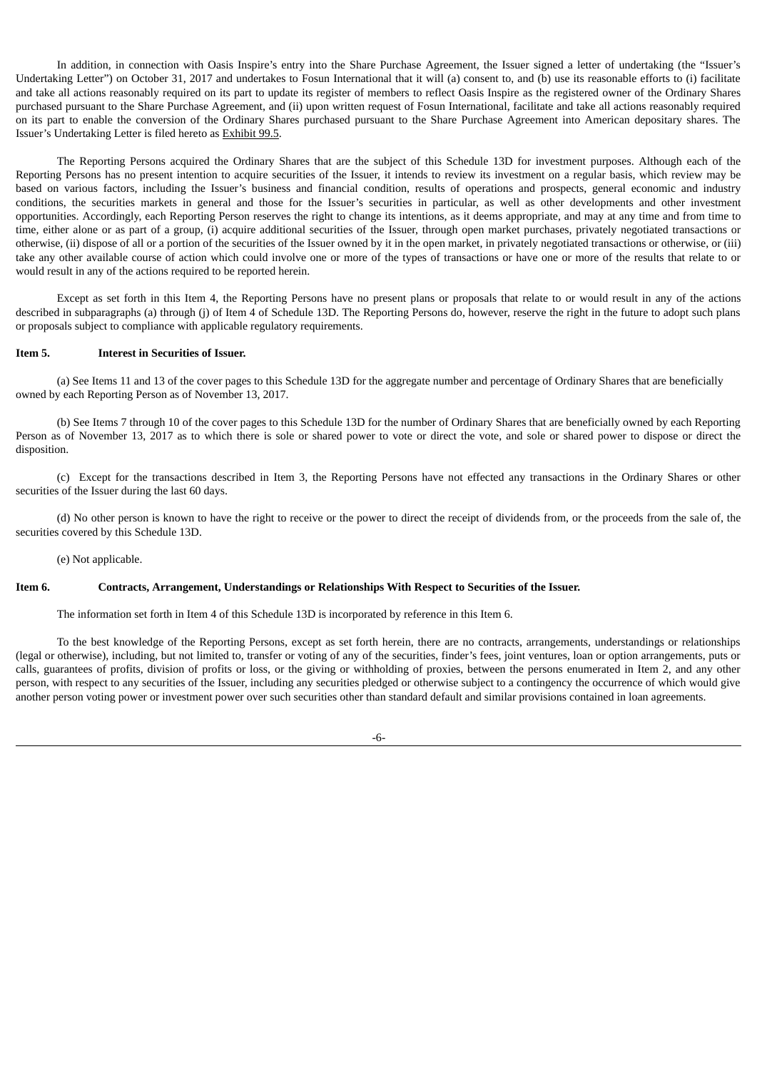In addition, in connection with Oasis Inspire's entry into the Share Purchase Agreement, the Issuer signed a letter of undertaking (the "Issuer's Undertaking Letter") on October 31, 2017 and undertakes to Fosun International that it will (a) consent to, and (b) use its reasonable efforts to (i) facilitate and take all actions reasonably required on its part to update its register of members to reflect Oasis Inspire as the registered owner of the Ordinary Shares purchased pursuant to the Share Purchase Agreement, and (ii) upon written request of Fosun International, facilitate and take all actions reasonably required on its part to enable the conversion of the Ordinary Shares purchased pursuant to the Share Purchase Agreement into American depositary shares. The Issuer's Undertaking Letter is filed hereto as Exhibit 99.5.

The Reporting Persons acquired the Ordinary Shares that are the subject of this Schedule 13D for investment purposes. Although each of the Reporting Persons has no present intention to acquire securities of the Issuer, it intends to review its investment on a regular basis, which review may be based on various factors, including the Issuer's business and financial condition, results of operations and prospects, general economic and industry conditions, the securities markets in general and those for the Issuer's securities in particular, as well as other developments and other investment opportunities. Accordingly, each Reporting Person reserves the right to change its intentions, as it deems appropriate, and may at any time and from time to time, either alone or as part of a group, (i) acquire additional securities of the Issuer, through open market purchases, privately negotiated transactions or otherwise, (ii) dispose of all or a portion of the securities of the Issuer owned by it in the open market, in privately negotiated transactions or otherwise, or (iii) take any other available course of action which could involve one or more of the types of transactions or have one or more of the results that relate to or would result in any of the actions required to be reported herein.

Except as set forth in this Item 4, the Reporting Persons have no present plans or proposals that relate to or would result in any of the actions described in subparagraphs (a) through (j) of Item 4 of Schedule 13D. The Reporting Persons do, however, reserve the right in the future to adopt such plans or proposals subject to compliance with applicable regulatory requirements.

**Item 5. Interest in Securities of Issuer.**

(a) See Items 11 and 13 of the cover pages to this Schedule 13D for the aggregate number and percentage of Ordinary Shares that are beneficially owned by each Reporting Person as of November 13, 2017.

(b) See Items 7 through 10 of the cover pages to this Schedule 13D for the number of Ordinary Shares that are beneficially owned by each Reporting Person as of November 13, 2017 as to which there is sole or shared power to vote or direct the vote, and sole or shared power to dispose or direct the disposition.

(c) Except for the transactions described in Item 3, the Reporting Persons have not effected any transactions in the Ordinary Shares or other securities of the Issuer during the last 60 days.

(d) No other person is known to have the right to receive or the power to direct the receipt of dividends from, or the proceeds from the sale of, the securities covered by this Schedule 13D.

(e) Not applicable.

**Item 6. Contracts, Arrangement, Understandings or Relationships With Respect to Securities of the Issuer.**

The information set forth in Item 4 of this Schedule 13D is incorporated by reference in this Item 6.

To the best knowledge of the Reporting Persons, except as set forth herein, there are no contracts, arrangements, understandings or relationships (legal or otherwise), including, but not limited to, transfer or voting of any of the securities, finder's fees, joint ventures, loan or option arrangements, puts or calls, guarantees of profits, division of profits or loss, or the giving or withholding of proxies, between the persons enumerated in Item 2, and any other person, with respect to any securities of the Issuer, including any securities pledged or otherwise subject to a contingency the occurrence of which would give another person voting power or investment power over such securities other than standard default and similar provisions contained in loan agreements.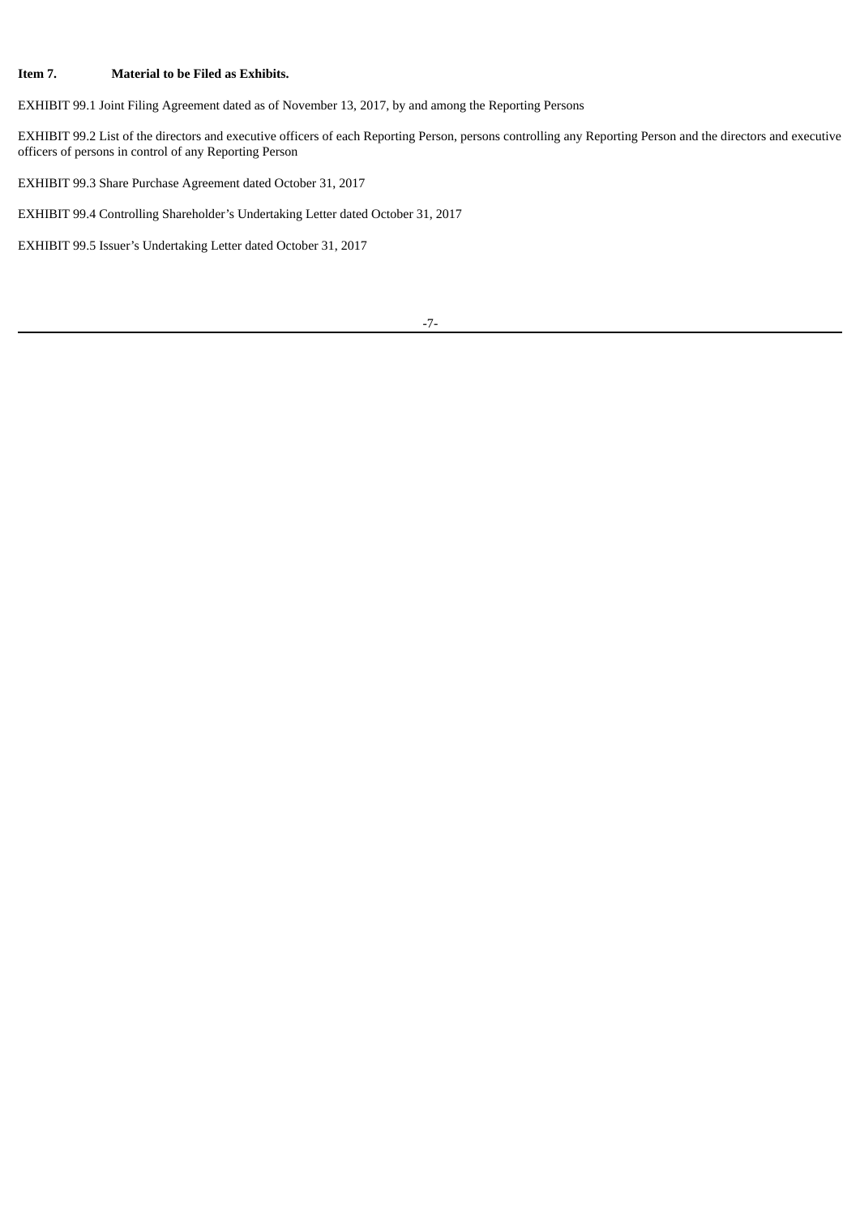**Item 7. Material to be Filed as Exhibits.**

EXHIBIT 99.1 Joint Filing Agreement dated as of November 13, 2017, by and among the Reporting Persons

EXHIBIT 99.2 List of the directors and executive officers of each Reporting Person, persons controlling any Reporting Person and the directors and executive officers of persons in control of any Reporting Person

EXHIBIT 99.3 Share Purchase Agreement dated October 31, 2017

EXHIBIT 99.4 Controlling Shareholder's Undertaking Letter dated October 31, 2017

EXHIBIT 99.5 Issuer's Undertaking Letter dated October 31, 2017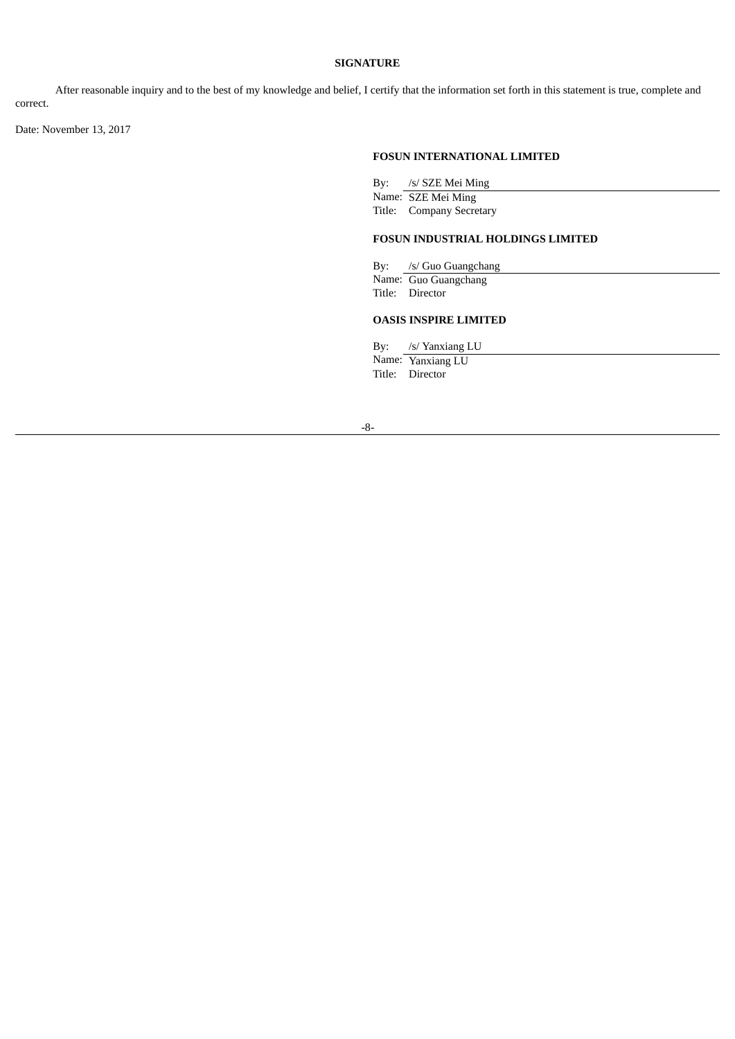**SIGNATURE**

After reasonable inquiry and to the best of my knowledge and belief, I certify that the information set forth in this statement is true, complete and correct.

Date: November 13, 2017

**FOSUN INTERNATIONAL LIMITED**

By: /s/ SZE Mei Ming
Name: SZE Mei Ming
Title: Company Secretary

**FOSUN INDUSTRIAL HOLDINGS LIMITED**

By: /s/ Guo Guangchang
Name: Guo Guangchang
Title: Director

**OASIS INSPIRE LIMITED**

By: /s/ Yanxiang LU
Name: Yanxiang LU
Title: Director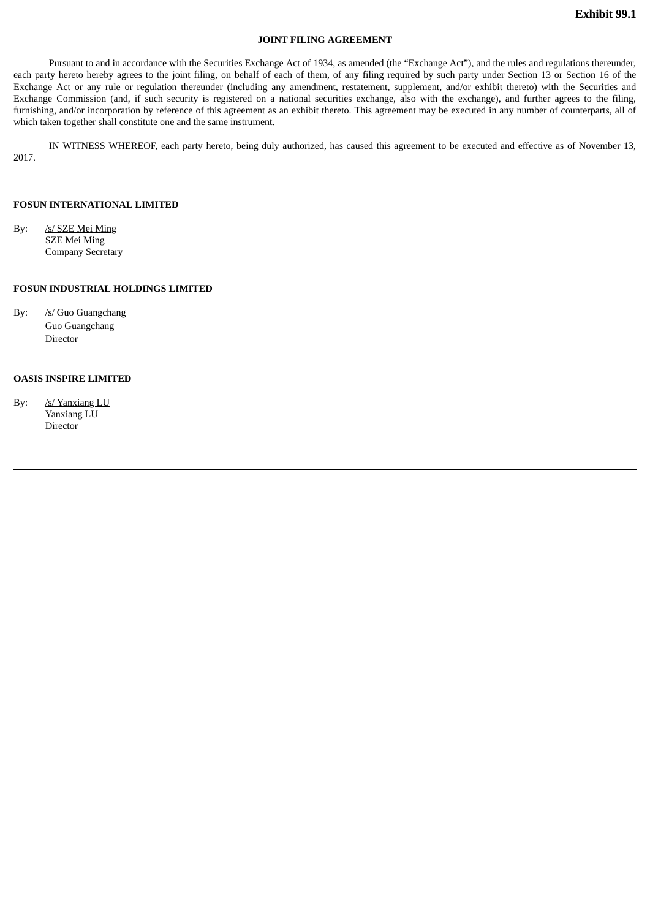**Exhibit 99.1**

**JOINT FILING AGREEMENT**

Pursuant to and in accordance with the Securities Exchange Act of 1934, as amended (the "Exchange Act"), and the rules and regulations thereunder, each party hereto hereby agrees to the joint filing, on behalf of each of them, of any filing required by such party under Section 13 or Section 16 of the Exchange Act or any rule or regulation thereunder (including any amendment, restatement, supplement, and/or exhibit thereto) with the Securities and Exchange Commission (and, if such security is registered on a national securities exchange, also with the exchange), and further agrees to the filing, furnishing, and/or incorporation by reference of this agreement as an exhibit thereto. This agreement may be executed in any number of counterparts, all of which taken together shall constitute one and the same instrument.

IN WITNESS WHEREOF, each party hereto, being duly authorized, has caused this agreement to be executed and effective as of November 13, 2017.

**FOSUN INTERNATIONAL LIMITED**

By: /s/ SZE Mei Ming
SZE Mei Ming
Company Secretary

**FOSUN INDUSTRIAL HOLDINGS LIMITED**

By: /s/ Guo Guangchang
Guo Guangchang
Director

**OASIS INSPIRE LIMITED**

By: /s/ Yanxiang LU
Yanxiang LU
Director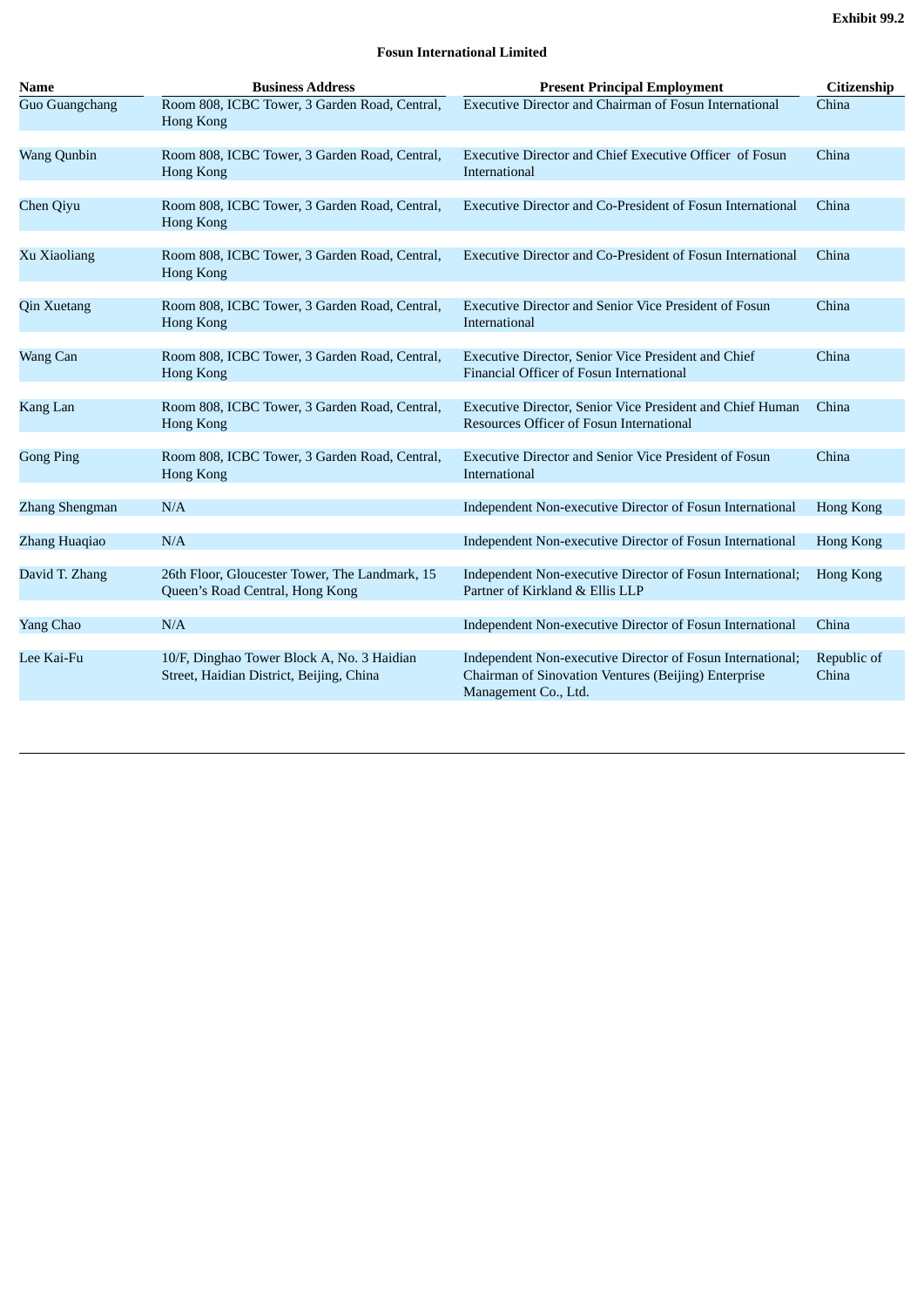**Exhibit 99.2**

**Fosun International Limited**

| Name | Business Address | Present Principal Employment | Citizenship |
|---|---|---|---|
| Guo Guangchang | Room 808, ICBC Tower, 3 Garden Road, Central, Hong Kong | Executive Director and Chairman of Fosun International | China |
| Wang Qunbin | Room 808, ICBC Tower, 3 Garden Road, Central, Hong Kong | Executive Director and Chief Executive Officer of Fosun International | China |
| Chen Qiyu | Room 808, ICBC Tower, 3 Garden Road, Central, Hong Kong | Executive Director and Co-President of Fosun International | China |
| Xu Xiaoliang | Room 808, ICBC Tower, 3 Garden Road, Central, Hong Kong | Executive Director and Co-President of Fosun International | China |
| Qin Xuetang | Room 808, ICBC Tower, 3 Garden Road, Central, Hong Kong | Executive Director and Senior Vice President of Fosun International | China |
| Wang Can | Room 808, ICBC Tower, 3 Garden Road, Central, Hong Kong | Executive Director, Senior Vice President and Chief Financial Officer of Fosun International | China |
| Kang Lan | Room 808, ICBC Tower, 3 Garden Road, Central, Hong Kong | Executive Director, Senior Vice President and Chief Human Resources Officer of Fosun International | China |
| Gong Ping | Room 808, ICBC Tower, 3 Garden Road, Central, Hong Kong | Executive Director and Senior Vice President of Fosun International | China |
| Zhang Shengman | N/A | Independent Non-executive Director of Fosun International | Hong Kong |
| Zhang Huaqiao | N/A | Independent Non-executive Director of Fosun International | Hong Kong |
| David T. Zhang | 26th Floor, Gloucester Tower, The Landmark, 15 Queen's Road Central, Hong Kong | Independent Non-executive Director of Fosun International; Partner of Kirkland & Ellis LLP | Hong Kong |
| Yang Chao | N/A | Independent Non-executive Director of Fosun International | China |
| Lee Kai-Fu | 10/F, Dinghao Tower Block A, No. 3 Haidian Street, Haidian District, Beijing, China | Independent Non-executive Director of Fosun International; Chairman of Sinovation Ventures (Beijing) Enterprise Management Co., Ltd. | Republic of China |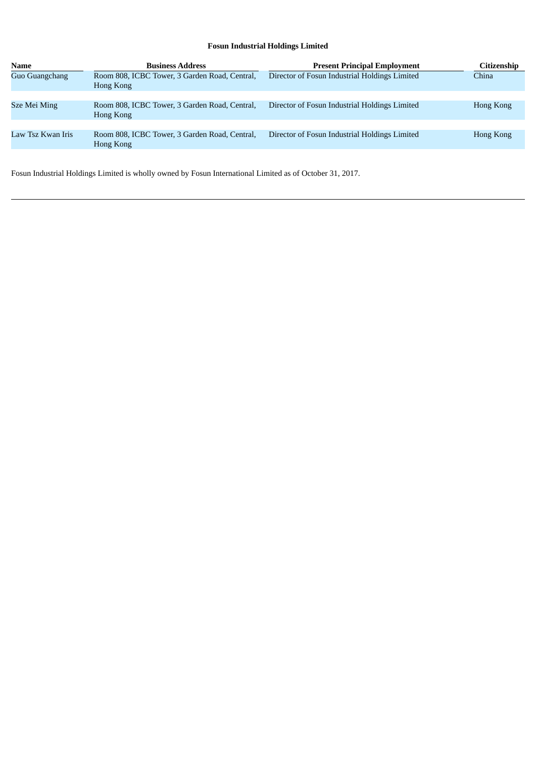**Fosun Industrial Holdings Limited**

| Name | Business Address | Present Principal Employment | Citizenship |
|---|---|---|---|
| Guo Guangchang | Room 808, ICBC Tower, 3 Garden Road, Central, Hong Kong | Director of Fosun Industrial Holdings Limited | China |
| Sze Mei Ming | Room 808, ICBC Tower, 3 Garden Road, Central, Hong Kong | Director of Fosun Industrial Holdings Limited | Hong Kong |
| Law Tsz Kwan Iris | Room 808, ICBC Tower, 3 Garden Road, Central, Hong Kong | Director of Fosun Industrial Holdings Limited | Hong Kong |

Fosun Industrial Holdings Limited is wholly owned by Fosun International Limited as of October 31, 2017.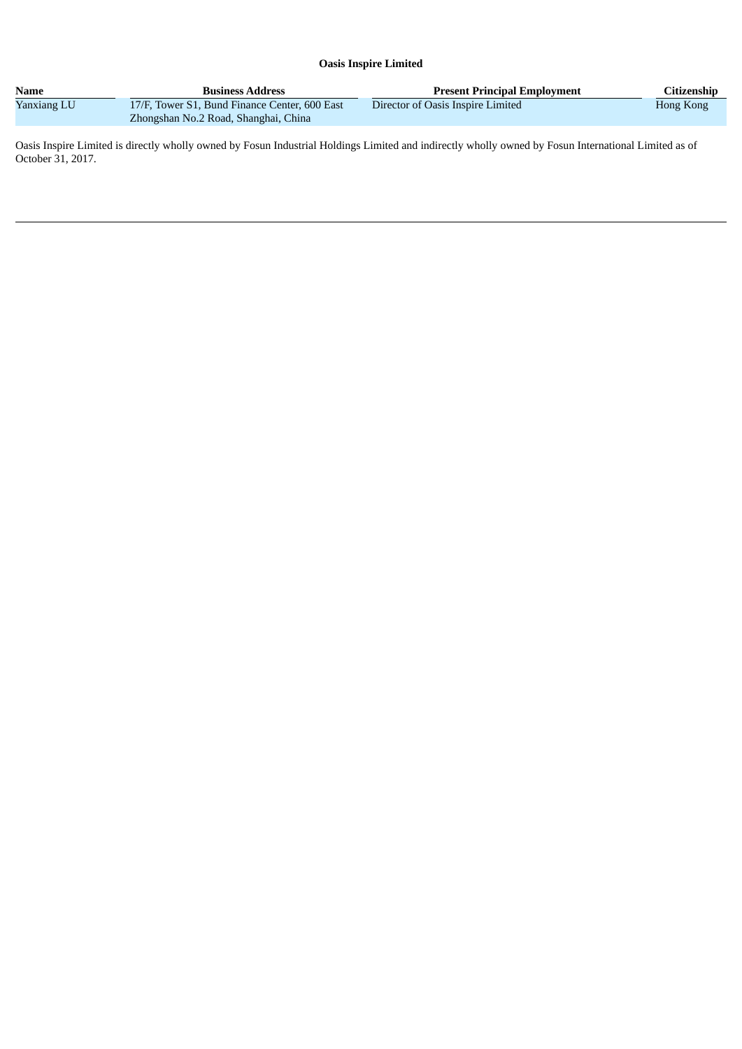**Oasis Inspire Limited**

| Name | Business Address | Present Principal Employment | Citizenship |
|---|---|---|---|
| Yanxiang LU | 17/F, Tower S1, Bund Finance Center, 600 East Zhongshan No.2 Road, Shanghai, China | Director of Oasis Inspire Limited | Hong Kong |

Oasis Inspire Limited is directly wholly owned by Fosun Industrial Holdings Limited and indirectly wholly owned by Fosun International Limited as of October 31, 2017.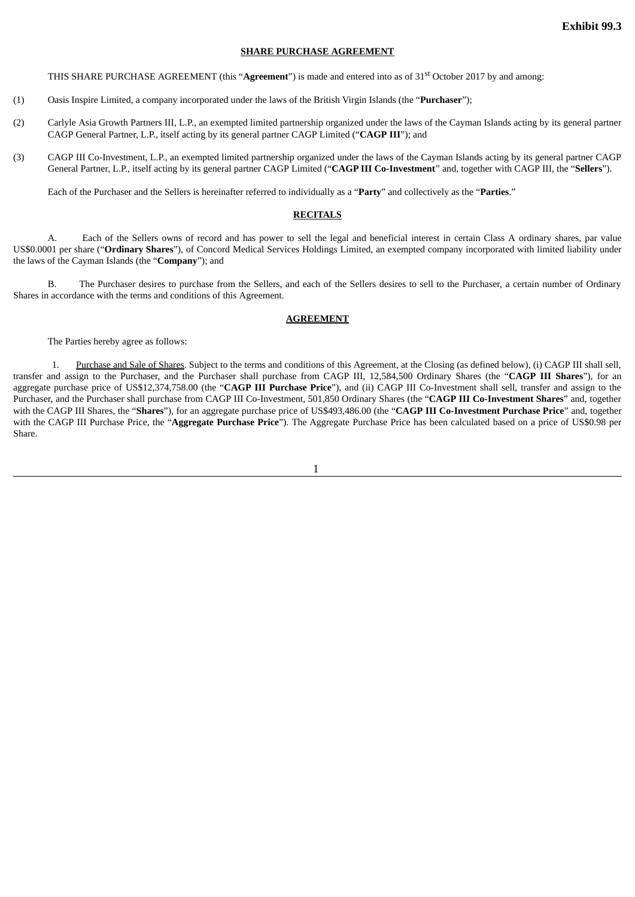**Exhibit 99.3**

**SHARE PURCHASE AGREEMENT**

THIS SHARE PURCHASE AGREEMENT (this "**Agreement**") is made and entered into as of 31st October 2017 by and among:

(1) Oasis Inspire Limited, a company incorporated under the laws of the British Virgin Islands (the "**Purchaser**");

(2) Carlyle Asia Growth Partners III, L.P., an exempted limited partnership organized under the laws of the Cayman Islands acting by its general partner CAGP General Partner, L.P., itself acting by its general partner CAGP Limited ("**CAGP III**"); and

(3) CAGP III Co-Investment, L.P., an exempted limited partnership organized under the laws of the Cayman Islands acting by its general partner CAGP General Partner, L.P., itself acting by its general partner CAGP Limited ("**CAGP III Co-Investment**" and, together with CAGP III, the "**Sellers**").

Each of the Purchaser and the Sellers is hereinafter referred to individually as a "**Party**" and collectively as the "**Parties**."

**RECITALS**

A. Each of the Sellers owns of record and has power to sell the legal and beneficial interest in certain Class A ordinary shares, par value US$0.0001 per share ("**Ordinary Shares**"), of Concord Medical Services Holdings Limited, an exempted company incorporated with limited liability under the laws of the Cayman Islands (the "**Company**"); and

B. The Purchaser desires to purchase from the Sellers, and each of the Sellers desires to sell to the Purchaser, a certain number of Ordinary Shares in accordance with the terms and conditions of this Agreement.

**AGREEMENT**

The Parties hereby agree as follows:

1. Purchase and Sale of Shares. Subject to the terms and conditions of this Agreement, at the Closing (as defined below), (i) CAGP III shall sell, transfer and assign to the Purchaser, and the Purchaser shall purchase from CAGP III, 12,584,500 Ordinary Shares (the "**CAGP III Shares**"), for an aggregate purchase price of US$12,374,758.00 (the "**CAGP III Purchase Price**"), and (ii) CAGP III Co-Investment shall sell, transfer and assign to the Purchaser, and the Purchaser shall purchase from CAGP III Co-Investment, 501,850 Ordinary Shares (the "**CAGP III Co-Investment Shares**" and, together with the CAGP III Shares, the "**Shares**"), for an aggregate purchase price of US$493,486.00 (the "**CAGP III Co-Investment Purchase Price**" and, together with the CAGP III Purchase Price, the "**Aggregate Purchase Price**"). The Aggregate Purchase Price has been calculated based on a price of US$0.98 per Share.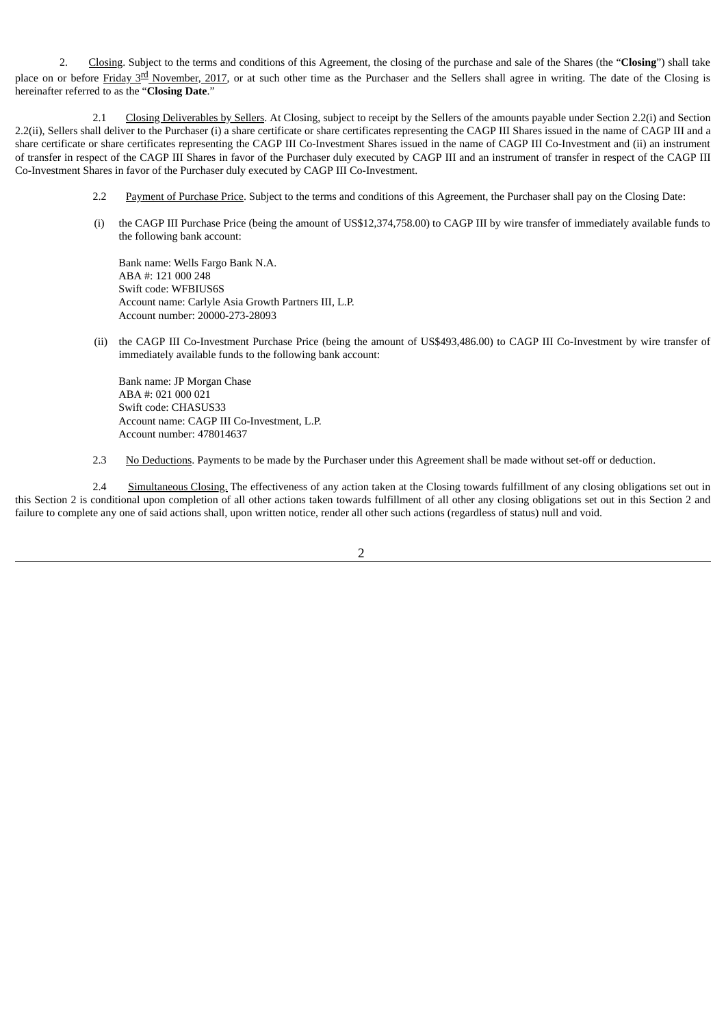2. Closing. Subject to the terms and conditions of this Agreement, the closing of the purchase and sale of the Shares (the "**Closing**") shall take place on or before Friday 3rd November, 2017, or at such other time as the Purchaser and the Sellers shall agree in writing. The date of the Closing is hereinafter referred to as the "**Closing Date**."

2.1 Closing Deliverables by Sellers. At Closing, subject to receipt by the Sellers of the amounts payable under Section 2.2(i) and Section 2.2(ii), Sellers shall deliver to the Purchaser (i) a share certificate or share certificates representing the CAGP III Shares issued in the name of CAGP III and a share certificate or share certificates representing the CAGP III Co-Investment Shares issued in the name of CAGP III Co-Investment and (ii) an instrument of transfer in respect of the CAGP III Shares in favor of the Purchaser duly executed by CAGP III and an instrument of transfer in respect of the CAGP III Co-Investment Shares in favor of the Purchaser duly executed by CAGP III Co-Investment.

2.2 Payment of Purchase Price. Subject to the terms and conditions of this Agreement, the Purchaser shall pay on the Closing Date:

(i) the CAGP III Purchase Price (being the amount of US$12,374,758.00) to CAGP III by wire transfer of immediately available funds to the following bank account:

Bank name: Wells Fargo Bank N.A.
ABA #: 121 000 248
Swift code: WFBIUS6S
Account name: Carlyle Asia Growth Partners III, L.P.
Account number: 20000-273-28093

(ii) the CAGP III Co-Investment Purchase Price (being the amount of US$493,486.00) to CAGP III Co-Investment by wire transfer of immediately available funds to the following bank account:

Bank name: JP Morgan Chase
ABA #: 021 000 021
Swift code: CHASUS33
Account name: CAGP III Co-Investment, L.P.
Account number: 478014637

2.3 No Deductions. Payments to be made by the Purchaser under this Agreement shall be made without set-off or deduction.

2.4 Simultaneous Closing. The effectiveness of any action taken at the Closing towards fulfillment of any closing obligations set out in this Section 2 is conditional upon completion of all other actions taken towards fulfillment of all other any closing obligations set out in this Section 2 and failure to complete any one of said actions shall, upon written notice, render all other such actions (regardless of status) null and void.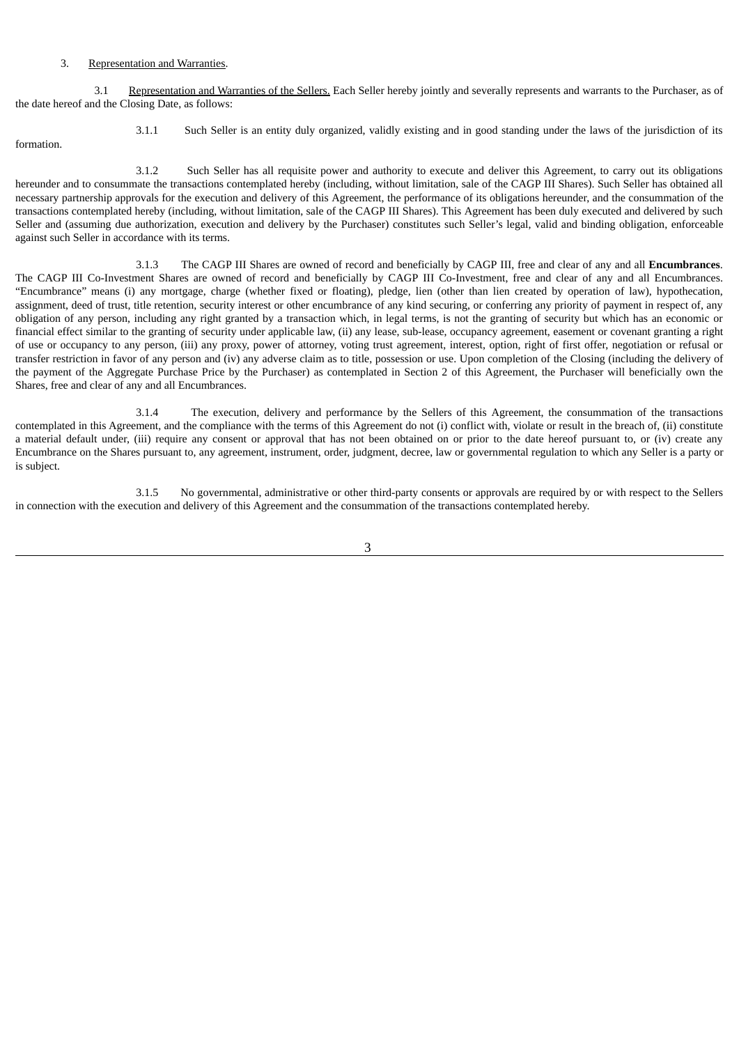3. Representation and Warranties.

3.1 Representation and Warranties of the Sellers. Each Seller hereby jointly and severally represents and warrants to the Purchaser, as of the date hereof and the Closing Date, as follows:

3.1.1 Such Seller is an entity duly organized, validly existing and in good standing under the laws of the jurisdiction of its formation.

3.1.2 Such Seller has all requisite power and authority to execute and deliver this Agreement, to carry out its obligations hereunder and to consummate the transactions contemplated hereby (including, without limitation, sale of the CAGP III Shares). Such Seller has obtained all necessary partnership approvals for the execution and delivery of this Agreement, the performance of its obligations hereunder, and the consummation of the transactions contemplated hereby (including, without limitation, sale of the CAGP III Shares). This Agreement has been duly executed and delivered by such Seller and (assuming due authorization, execution and delivery by the Purchaser) constitutes such Seller's legal, valid and binding obligation, enforceable against such Seller in accordance with its terms.

3.1.3 The CAGP III Shares are owned of record and beneficially by CAGP III, free and clear of any and all **Encumbrances**. The CAGP III Co-Investment Shares are owned of record and beneficially by CAGP III Co-Investment, free and clear of any and all Encumbrances. "Encumbrance" means (i) any mortgage, charge (whether fixed or floating), pledge, lien (other than lien created by operation of law), hypothecation, assignment, deed of trust, title retention, security interest or other encumbrance of any kind securing, or conferring any priority of payment in respect of, any obligation of any person, including any right granted by a transaction which, in legal terms, is not the granting of security but which has an economic or financial effect similar to the granting of security under applicable law, (ii) any lease, sub-lease, occupancy agreement, easement or covenant granting a right of use or occupancy to any person, (iii) any proxy, power of attorney, voting trust agreement, interest, option, right of first offer, negotiation or refusal or transfer restriction in favor of any person and (iv) any adverse claim as to title, possession or use. Upon completion of the Closing (including the delivery of the payment of the Aggregate Purchase Price by the Purchaser) as contemplated in Section 2 of this Agreement, the Purchaser will beneficially own the Shares, free and clear of any and all Encumbrances.

3.1.4 The execution, delivery and performance by the Sellers of this Agreement, the consummation of the transactions contemplated in this Agreement, and the compliance with the terms of this Agreement do not (i) conflict with, violate or result in the breach of, (ii) constitute a material default under, (iii) require any consent or approval that has not been obtained on or prior to the date hereof pursuant to, or (iv) create any Encumbrance on the Shares pursuant to, any agreement, instrument, order, judgment, decree, law or governmental regulation to which any Seller is a party or is subject.

3.1.5 No governmental, administrative or other third-party consents or approvals are required by or with respect to the Sellers in connection with the execution and delivery of this Agreement and the consummation of the transactions contemplated hereby.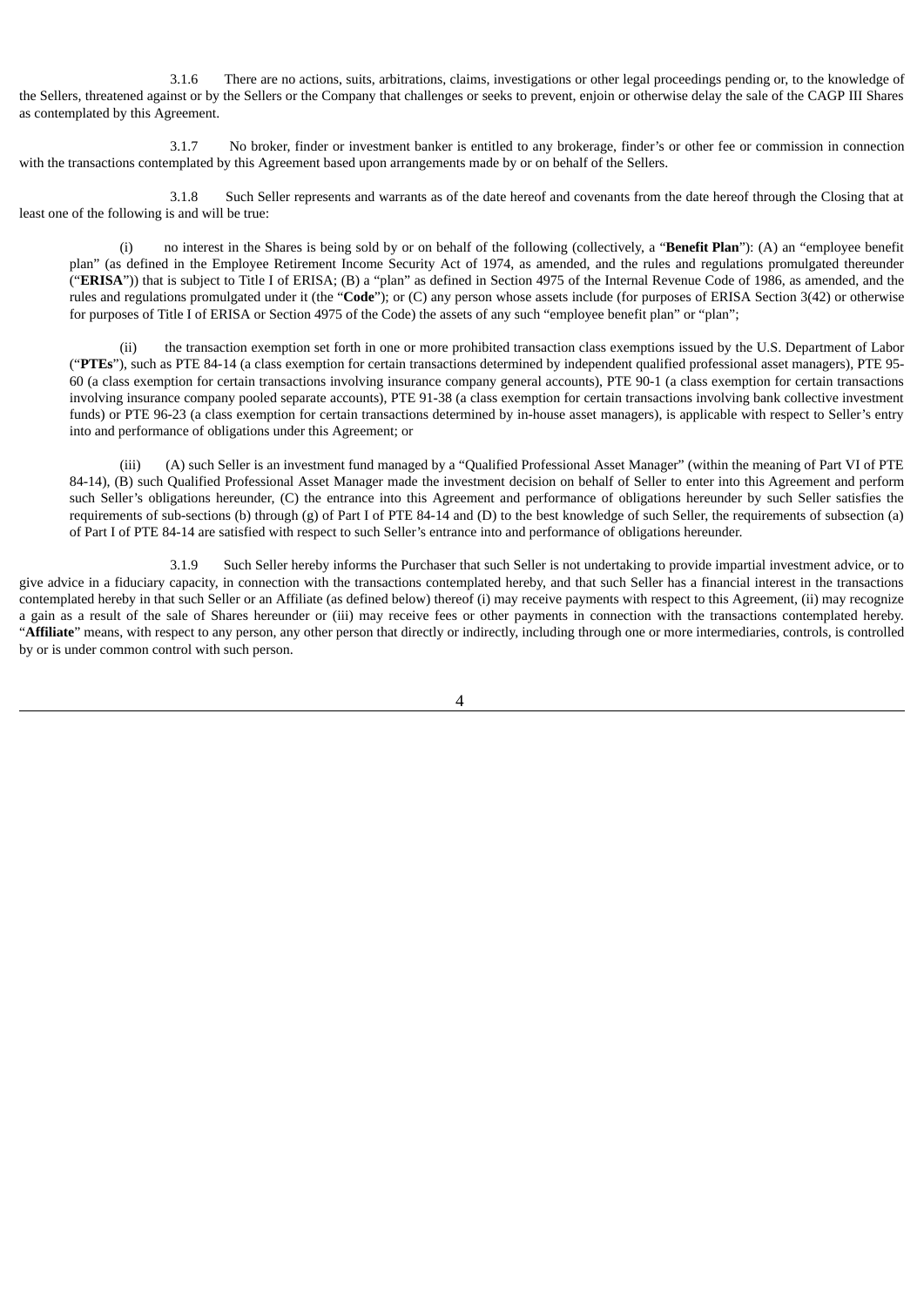3.1.6 There are no actions, suits, arbitrations, claims, investigations or other legal proceedings pending or, to the knowledge of the Sellers, threatened against or by the Sellers or the Company that challenges or seeks to prevent, enjoin or otherwise delay the sale of the CAGP III Shares as contemplated by this Agreement.

3.1.7 No broker, finder or investment banker is entitled to any brokerage, finder's or other fee or commission in connection with the transactions contemplated by this Agreement based upon arrangements made by or on behalf of the Sellers.

3.1.8 Such Seller represents and warrants as of the date hereof and covenants from the date hereof through the Closing that at least one of the following is and will be true:

(i) no interest in the Shares is being sold by or on behalf of the following (collectively, a "**Benefit Plan**"): (A) an "employee benefit plan" (as defined in the Employee Retirement Income Security Act of 1974, as amended, and the rules and regulations promulgated thereunder ("**ERISA**")) that is subject to Title I of ERISA; (B) a "plan" as defined in Section 4975 of the Internal Revenue Code of 1986, as amended, and the rules and regulations promulgated under it (the "**Code**"); or (C) any person whose assets include (for purposes of ERISA Section 3(42) or otherwise for purposes of Title I of ERISA or Section 4975 of the Code) the assets of any such "employee benefit plan" or "plan";

(ii) the transaction exemption set forth in one or more prohibited transaction class exemptions issued by the U.S. Department of Labor ("**PTEs**"), such as PTE 84-14 (a class exemption for certain transactions determined by independent qualified professional asset managers), PTE 95-60 (a class exemption for certain transactions involving insurance company general accounts), PTE 90-1 (a class exemption for certain transactions involving insurance company pooled separate accounts), PTE 91-38 (a class exemption for certain transactions involving bank collective investment funds) or PTE 96-23 (a class exemption for certain transactions determined by in-house asset managers), is applicable with respect to Seller's entry into and performance of obligations under this Agreement; or

(iii) (A) such Seller is an investment fund managed by a "Qualified Professional Asset Manager" (within the meaning of Part VI of PTE 84-14), (B) such Qualified Professional Asset Manager made the investment decision on behalf of Seller to enter into this Agreement and perform such Seller's obligations hereunder, (C) the entrance into this Agreement and performance of obligations hereunder by such Seller satisfies the requirements of sub-sections (b) through (g) of Part I of PTE 84-14 and (D) to the best knowledge of such Seller, the requirements of subsection (a) of Part I of PTE 84-14 are satisfied with respect to such Seller's entrance into and performance of obligations hereunder.

3.1.9 Such Seller hereby informs the Purchaser that such Seller is not undertaking to provide impartial investment advice, or to give advice in a fiduciary capacity, in connection with the transactions contemplated hereby, and that such Seller has a financial interest in the transactions contemplated hereby in that such Seller or an Affiliate (as defined below) thereof (i) may receive payments with respect to this Agreement, (ii) may recognize a gain as a result of the sale of Shares hereunder or (iii) may receive fees or other payments in connection with the transactions contemplated hereby. "**Affiliate**" means, with respect to any person, any other person that directly or indirectly, including through one or more intermediaries, controls, is controlled by or is under common control with such person.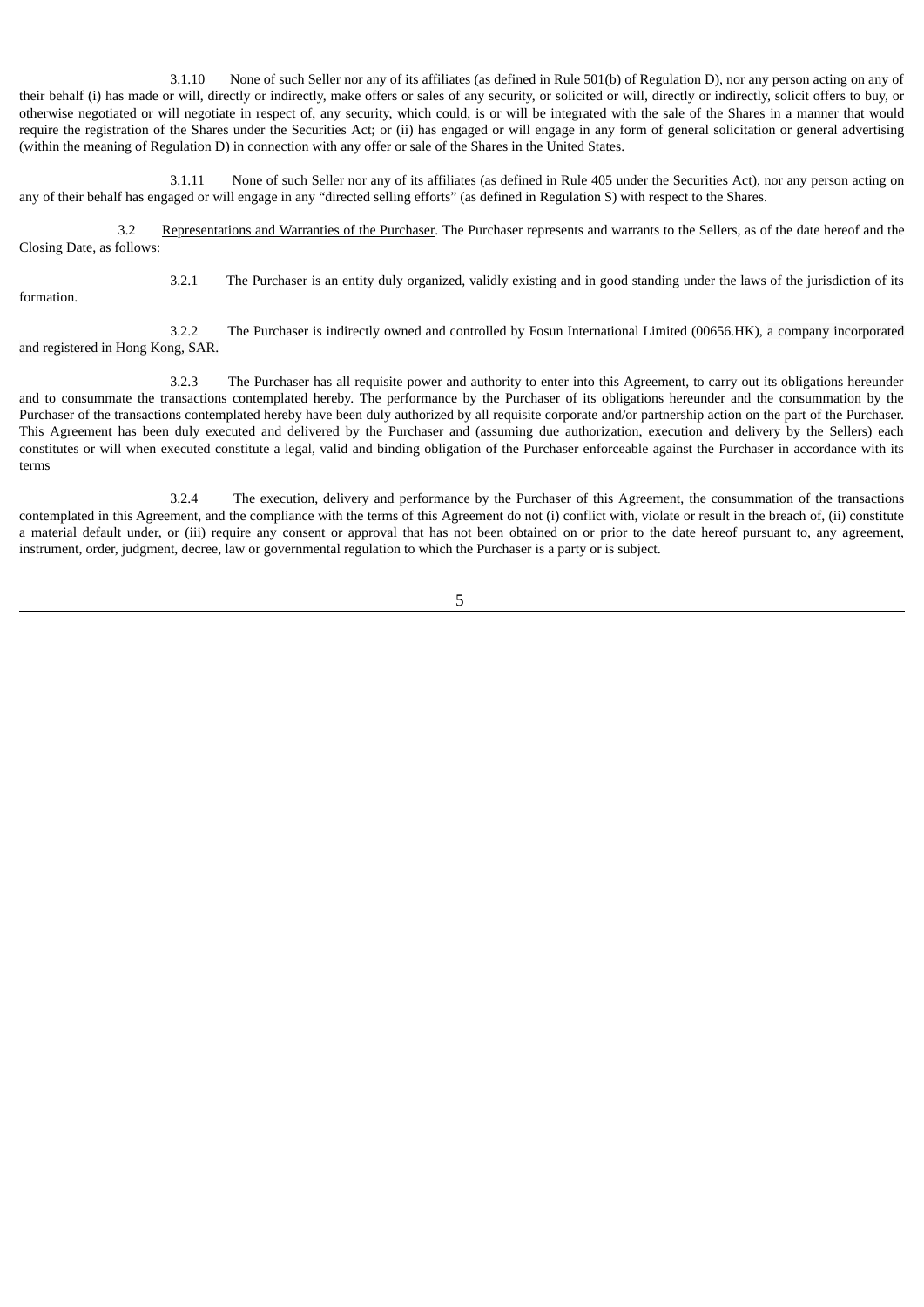3.1.10 None of such Seller nor any of its affiliates (as defined in Rule 501(b) of Regulation D), nor any person acting on any of their behalf (i) has made or will, directly or indirectly, make offers or sales of any security, or solicited or will, directly or indirectly, solicit offers to buy, or otherwise negotiated or will negotiate in respect of, any security, which could, is or will be integrated with the sale of the Shares in a manner that would require the registration of the Shares under the Securities Act; or (ii) has engaged or will engage in any form of general solicitation or general advertising (within the meaning of Regulation D) in connection with any offer or sale of the Shares in the United States.

3.1.11 None of such Seller nor any of its affiliates (as defined in Rule 405 under the Securities Act), nor any person acting on any of their behalf has engaged or will engage in any "directed selling efforts" (as defined in Regulation S) with respect to the Shares.

3.2 Representations and Warranties of the Purchaser. The Purchaser represents and warrants to the Sellers, as of the date hereof and the Closing Date, as follows:

3.2.1 The Purchaser is an entity duly organized, validly existing and in good standing under the laws of the jurisdiction of its formation.

3.2.2 The Purchaser is indirectly owned and controlled by Fosun International Limited (00656.HK), a company incorporated and registered in Hong Kong, SAR.

3.2.3 The Purchaser has all requisite power and authority to enter into this Agreement, to carry out its obligations hereunder and to consummate the transactions contemplated hereby. The performance by the Purchaser of its obligations hereunder and the consummation by the Purchaser of the transactions contemplated hereby have been duly authorized by all requisite corporate and/or partnership action on the part of the Purchaser. This Agreement has been duly executed and delivered by the Purchaser and (assuming due authorization, execution and delivery by the Sellers) each constitutes or will when executed constitute a legal, valid and binding obligation of the Purchaser enforceable against the Purchaser in accordance with its terms

3.2.4 The execution, delivery and performance by the Purchaser of this Agreement, the consummation of the transactions contemplated in this Agreement, and the compliance with the terms of this Agreement do not (i) conflict with, violate or result in the breach of, (ii) constitute a material default under, or (iii) require any consent or approval that has not been obtained on or prior to the date hereof pursuant to, any agreement, instrument, order, judgment, decree, law or governmental regulation to which the Purchaser is a party or is subject.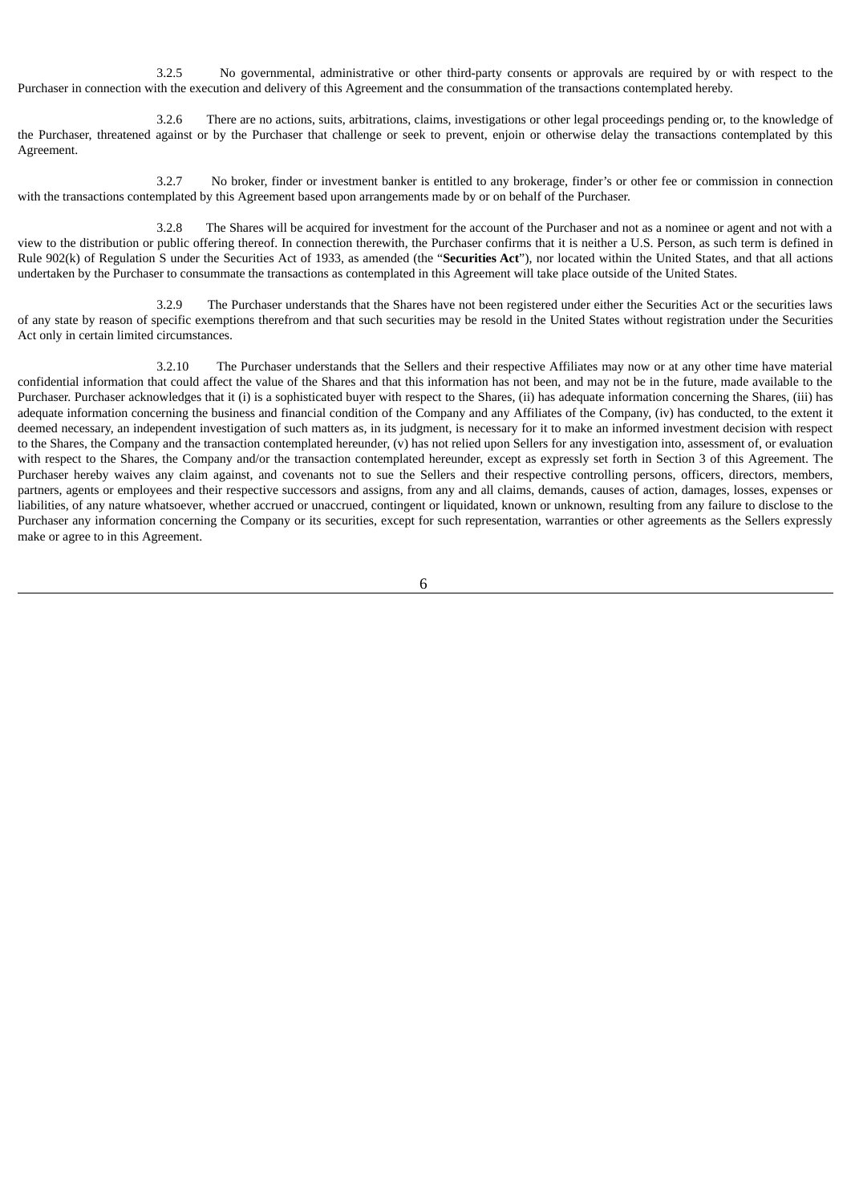3.2.5 No governmental, administrative or other third-party consents or approvals are required by or with respect to the Purchaser in connection with the execution and delivery of this Agreement and the consummation of the transactions contemplated hereby.

3.2.6 There are no actions, suits, arbitrations, claims, investigations or other legal proceedings pending or, to the knowledge of the Purchaser, threatened against or by the Purchaser that challenge or seek to prevent, enjoin or otherwise delay the transactions contemplated by this Agreement.

3.2.7 No broker, finder or investment banker is entitled to any brokerage, finder's or other fee or commission in connection with the transactions contemplated by this Agreement based upon arrangements made by or on behalf of the Purchaser.

3.2.8 The Shares will be acquired for investment for the account of the Purchaser and not as a nominee or agent and not with a view to the distribution or public offering thereof. In connection therewith, the Purchaser confirms that it is neither a U.S. Person, as such term is defined in Rule 902(k) of Regulation S under the Securities Act of 1933, as amended (the "**Securities Act**"), nor located within the United States, and that all actions undertaken by the Purchaser to consummate the transactions as contemplated in this Agreement will take place outside of the United States.

3.2.9 The Purchaser understands that the Shares have not been registered under either the Securities Act or the securities laws of any state by reason of specific exemptions therefrom and that such securities may be resold in the United States without registration under the Securities Act only in certain limited circumstances.

3.2.10 The Purchaser understands that the Sellers and their respective Affiliates may now or at any other time have material confidential information that could affect the value of the Shares and that this information has not been, and may not be in the future, made available to the Purchaser. Purchaser acknowledges that it (i) is a sophisticated buyer with respect to the Shares, (ii) has adequate information concerning the Shares, (iii) has adequate information concerning the business and financial condition of the Company and any Affiliates of the Company, (iv) has conducted, to the extent it deemed necessary, an independent investigation of such matters as, in its judgment, is necessary for it to make an informed investment decision with respect to the Shares, the Company and the transaction contemplated hereunder, (v) has not relied upon Sellers for any investigation into, assessment of, or evaluation with respect to the Shares, the Company and/or the transaction contemplated hereunder, except as expressly set forth in Section 3 of this Agreement. The Purchaser hereby waives any claim against, and covenants not to sue the Sellers and their respective controlling persons, officers, directors, members, partners, agents or employees and their respective successors and assigns, from any and all claims, demands, causes of action, damages, losses, expenses or liabilities, of any nature whatsoever, whether accrued or unaccrued, contingent or liquidated, known or unknown, resulting from any failure to disclose to the Purchaser any information concerning the Company or its securities, except for such representation, warranties or other agreements as the Sellers expressly make or agree to in this Agreement.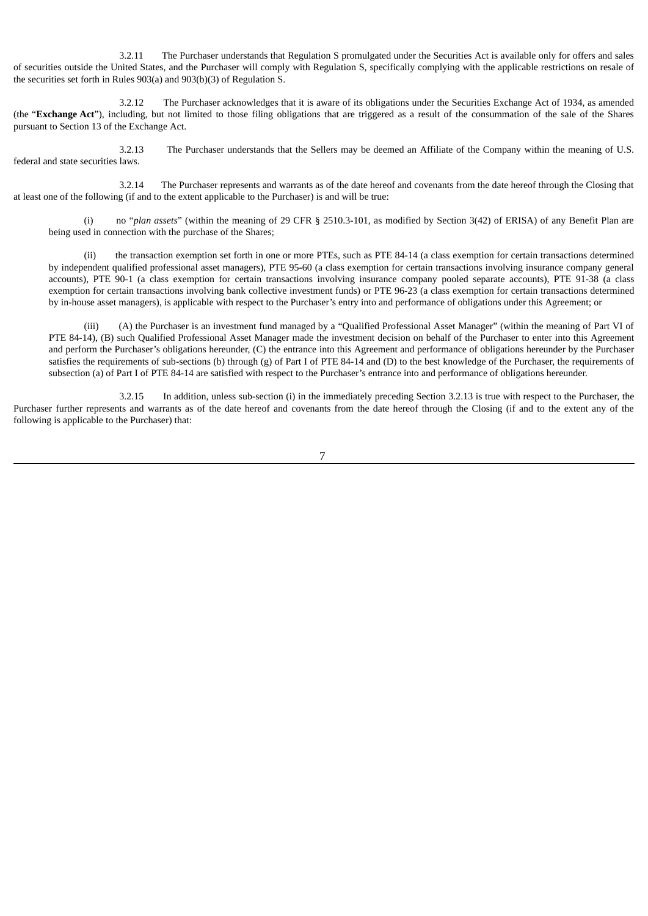3.2.11 The Purchaser understands that Regulation S promulgated under the Securities Act is available only for offers and sales of securities outside the United States, and the Purchaser will comply with Regulation S, specifically complying with the applicable restrictions on resale of the securities set forth in Rules 903(a) and 903(b)(3) of Regulation S.

3.2.12 The Purchaser acknowledges that it is aware of its obligations under the Securities Exchange Act of 1934, as amended (the "**Exchange Act**"), including, but not limited to those filing obligations that are triggered as a result of the consummation of the sale of the Shares pursuant to Section 13 of the Exchange Act.

3.2.13 The Purchaser understands that the Sellers may be deemed an Affiliate of the Company within the meaning of U.S. federal and state securities laws.

3.2.14 The Purchaser represents and warrants as of the date hereof and covenants from the date hereof through the Closing that at least one of the following (if and to the extent applicable to the Purchaser) is and will be true:

(i) no "*plan assets*" (within the meaning of 29 CFR § 2510.3-101, as modified by Section 3(42) of ERISA) of any Benefit Plan are being used in connection with the purchase of the Shares;

(ii) the transaction exemption set forth in one or more PTEs, such as PTE 84-14 (a class exemption for certain transactions determined by independent qualified professional asset managers), PTE 95-60 (a class exemption for certain transactions involving insurance company general accounts), PTE 90-1 (a class exemption for certain transactions involving insurance company pooled separate accounts), PTE 91-38 (a class exemption for certain transactions involving bank collective investment funds) or PTE 96-23 (a class exemption for certain transactions determined by in-house asset managers), is applicable with respect to the Purchaser's entry into and performance of obligations under this Agreement; or

(iii) (A) the Purchaser is an investment fund managed by a "Qualified Professional Asset Manager" (within the meaning of Part VI of PTE 84-14), (B) such Qualified Professional Asset Manager made the investment decision on behalf of the Purchaser to enter into this Agreement and perform the Purchaser's obligations hereunder, (C) the entrance into this Agreement and performance of obligations hereunder by the Purchaser satisfies the requirements of sub-sections (b) through (g) of Part I of PTE 84-14 and (D) to the best knowledge of the Purchaser, the requirements of subsection (a) of Part I of PTE 84-14 are satisfied with respect to the Purchaser's entrance into and performance of obligations hereunder.

3.2.15 In addition, unless sub-section (i) in the immediately preceding Section 3.2.13 is true with respect to the Purchaser, the Purchaser further represents and warrants as of the date hereof and covenants from the date hereof through the Closing (if and to the extent any of the following is applicable to the Purchaser) that: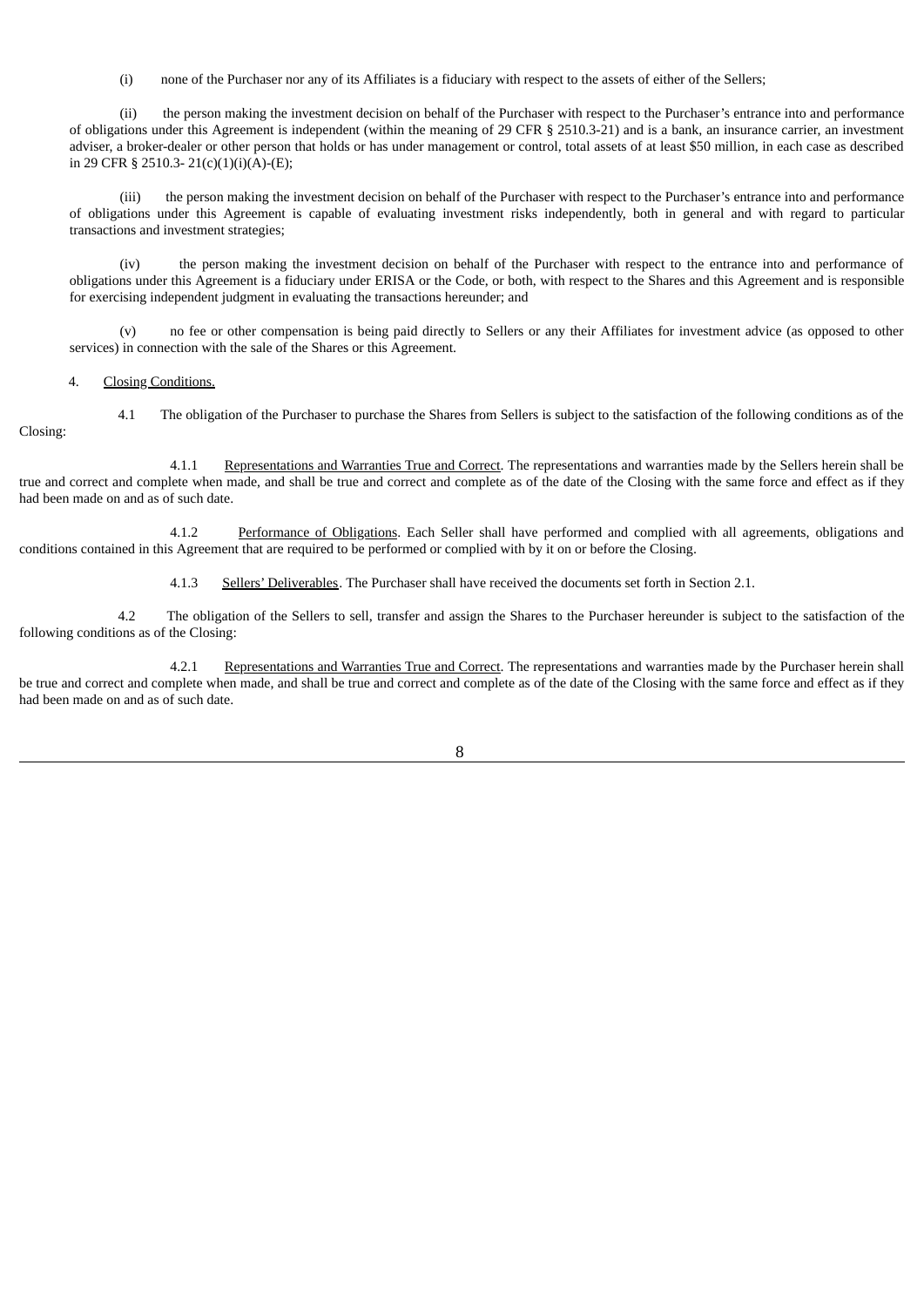(i) none of the Purchaser nor any of its Affiliates is a fiduciary with respect to the assets of either of the Sellers;

(ii) the person making the investment decision on behalf of the Purchaser with respect to the Purchaser's entrance into and performance of obligations under this Agreement is independent (within the meaning of 29 CFR § 2510.3-21) and is a bank, an insurance carrier, an investment adviser, a broker-dealer or other person that holds or has under management or control, total assets of at least $50 million, in each case as described in 29 CFR § 2510.3- 21(c)(1)(i)(A)-(E);

(iii) the person making the investment decision on behalf of the Purchaser with respect to the Purchaser's entrance into and performance of obligations under this Agreement is capable of evaluating investment risks independently, both in general and with regard to particular transactions and investment strategies;

(iv) the person making the investment decision on behalf of the Purchaser with respect to the entrance into and performance of obligations under this Agreement is a fiduciary under ERISA or the Code, or both, with respect to the Shares and this Agreement and is responsible for exercising independent judgment in evaluating the transactions hereunder; and

(v) no fee or other compensation is being paid directly to Sellers or any their Affiliates for investment advice (as opposed to other services) in connection with the sale of the Shares or this Agreement.

4. Closing Conditions.

4.1 The obligation of the Purchaser to purchase the Shares from Sellers is subject to the satisfaction of the following conditions as of the Closing:

4.1.1 Representations and Warranties True and Correct. The representations and warranties made by the Sellers herein shall be true and correct and complete when made, and shall be true and correct and complete as of the date of the Closing with the same force and effect as if they had been made on and as of such date.

4.1.2 Performance of Obligations. Each Seller shall have performed and complied with all agreements, obligations and conditions contained in this Agreement that are required to be performed or complied with by it on or before the Closing.

4.1.3 Sellers' Deliverables. The Purchaser shall have received the documents set forth in Section 2.1.

4.2 The obligation of the Sellers to sell, transfer and assign the Shares to the Purchaser hereunder is subject to the satisfaction of the following conditions as of the Closing:

4.2.1 Representations and Warranties True and Correct. The representations and warranties made by the Purchaser herein shall be true and correct and complete when made, and shall be true and correct and complete as of the date of the Closing with the same force and effect as if they had been made on and as of such date.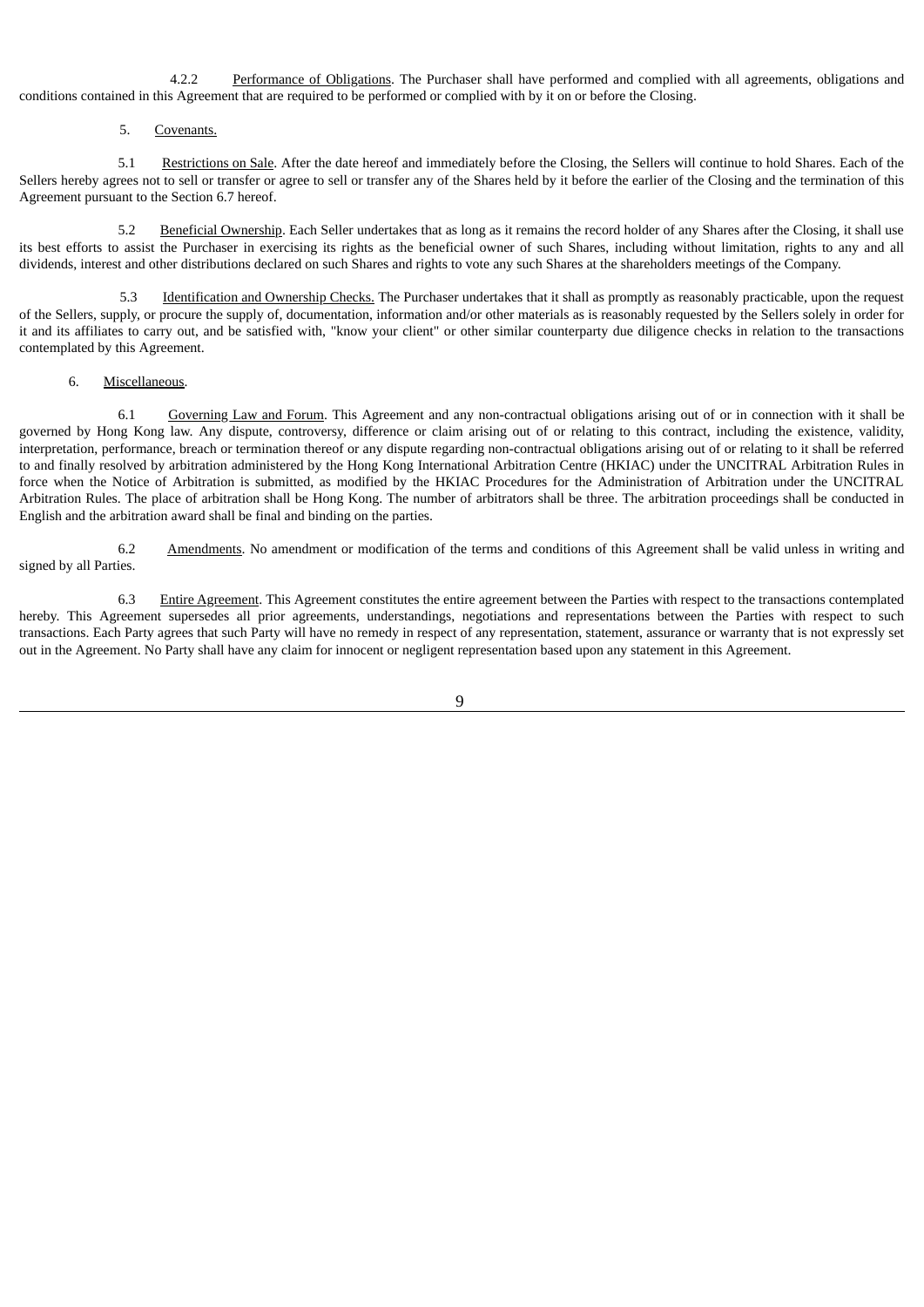4.2.2 Performance of Obligations. The Purchaser shall have performed and complied with all agreements, obligations and conditions contained in this Agreement that are required to be performed or complied with by it on or before the Closing.

5. Covenants.

5.1 Restrictions on Sale. After the date hereof and immediately before the Closing, the Sellers will continue to hold Shares. Each of the Sellers hereby agrees not to sell or transfer or agree to sell or transfer any of the Shares held by it before the earlier of the Closing and the termination of this Agreement pursuant to the Section 6.7 hereof.

5.2 Beneficial Ownership. Each Seller undertakes that as long as it remains the record holder of any Shares after the Closing, it shall use its best efforts to assist the Purchaser in exercising its rights as the beneficial owner of such Shares, including without limitation, rights to any and all dividends, interest and other distributions declared on such Shares and rights to vote any such Shares at the shareholders meetings of the Company.

5.3 Identification and Ownership Checks. The Purchaser undertakes that it shall as promptly as reasonably practicable, upon the request of the Sellers, supply, or procure the supply of, documentation, information and/or other materials as is reasonably requested by the Sellers solely in order for it and its affiliates to carry out, and be satisfied with, "know your client" or other similar counterparty due diligence checks in relation to the transactions contemplated by this Agreement.

6. Miscellaneous.

6.1 Governing Law and Forum. This Agreement and any non-contractual obligations arising out of or in connection with it shall be governed by Hong Kong law. Any dispute, controversy, difference or claim arising out of or relating to this contract, including the existence, validity, interpretation, performance, breach or termination thereof or any dispute regarding non-contractual obligations arising out of or relating to it shall be referred to and finally resolved by arbitration administered by the Hong Kong International Arbitration Centre (HKIAC) under the UNCITRAL Arbitration Rules in force when the Notice of Arbitration is submitted, as modified by the HKIAC Procedures for the Administration of Arbitration under the UNCITRAL Arbitration Rules. The place of arbitration shall be Hong Kong. The number of arbitrators shall be three. The arbitration proceedings shall be conducted in English and the arbitration award shall be final and binding on the parties.

6.2 Amendments. No amendment or modification of the terms and conditions of this Agreement shall be valid unless in writing and signed by all Parties.

6.3 Entire Agreement. This Agreement constitutes the entire agreement between the Parties with respect to the transactions contemplated hereby. This Agreement supersedes all prior agreements, understandings, negotiations and representations between the Parties with respect to such transactions. Each Party agrees that such Party will have no remedy in respect of any representation, statement, assurance or warranty that is not expressly set out in the Agreement. No Party shall have any claim for innocent or negligent representation based upon any statement in this Agreement.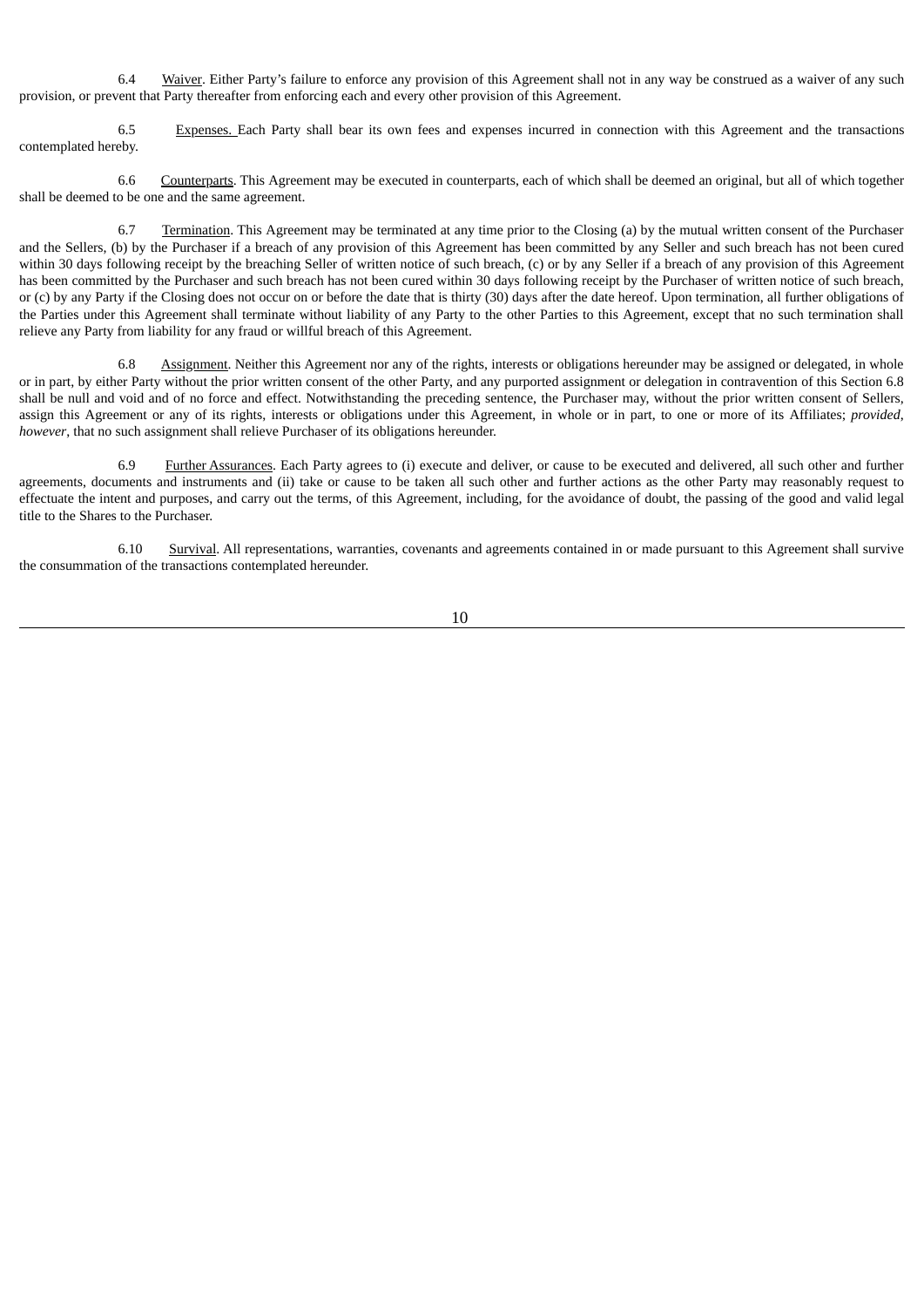6.4 Waiver. Either Party's failure to enforce any provision of this Agreement shall not in any way be construed as a waiver of any such provision, or prevent that Party thereafter from enforcing each and every other provision of this Agreement.

6.5 Expenses. Each Party shall bear its own fees and expenses incurred in connection with this Agreement and the transactions contemplated hereby.

6.6 Counterparts. This Agreement may be executed in counterparts, each of which shall be deemed an original, but all of which together shall be deemed to be one and the same agreement.

6.7 Termination. This Agreement may be terminated at any time prior to the Closing (a) by the mutual written consent of the Purchaser and the Sellers, (b) by the Purchaser if a breach of any provision of this Agreement has been committed by any Seller and such breach has not been cured within 30 days following receipt by the breaching Seller of written notice of such breach, (c) or by any Seller if a breach of any provision of this Agreement has been committed by the Purchaser and such breach has not been cured within 30 days following receipt by the Purchaser of written notice of such breach, or (c) by any Party if the Closing does not occur on or before the date that is thirty (30) days after the date hereof. Upon termination, all further obligations of the Parties under this Agreement shall terminate without liability of any Party to the other Parties to this Agreement, except that no such termination shall relieve any Party from liability for any fraud or willful breach of this Agreement.

6.8 Assignment. Neither this Agreement nor any of the rights, interests or obligations hereunder may be assigned or delegated, in whole or in part, by either Party without the prior written consent of the other Party, and any purported assignment or delegation in contravention of this Section 6.8 shall be null and void and of no force and effect. Notwithstanding the preceding sentence, the Purchaser may, without the prior written consent of Sellers, assign this Agreement or any of its rights, interests or obligations under this Agreement, in whole or in part, to one or more of its Affiliates; *provided, however*, that no such assignment shall relieve Purchaser of its obligations hereunder.

6.9 Further Assurances. Each Party agrees to (i) execute and deliver, or cause to be executed and delivered, all such other and further agreements, documents and instruments and (ii) take or cause to be taken all such other and further actions as the other Party may reasonably request to effectuate the intent and purposes, and carry out the terms, of this Agreement, including, for the avoidance of doubt, the passing of the good and valid legal title to the Shares to the Purchaser.

6.10 Survival. All representations, warranties, covenants and agreements contained in or made pursuant to this Agreement shall survive the consummation of the transactions contemplated hereunder.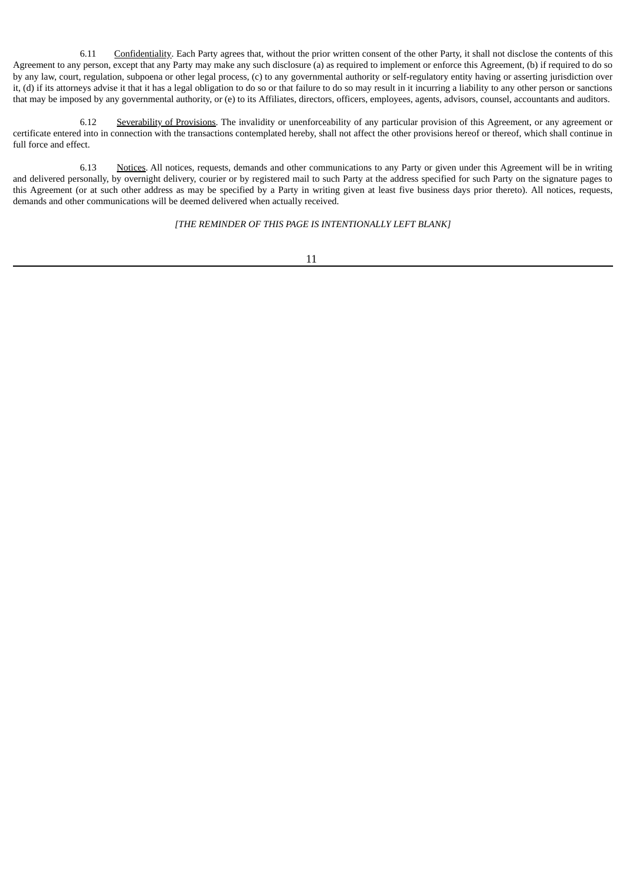6.11 Confidentiality. Each Party agrees that, without the prior written consent of the other Party, it shall not disclose the contents of this Agreement to any person, except that any Party may make any such disclosure (a) as required to implement or enforce this Agreement, (b) if required to do so by any law, court, regulation, subpoena or other legal process, (c) to any governmental authority or self-regulatory entity having or asserting jurisdiction over it, (d) if its attorneys advise it that it has a legal obligation to do so or that failure to do so may result in it incurring a liability to any other person or sanctions that may be imposed by any governmental authority, or (e) to its Affiliates, directors, officers, employees, agents, advisors, counsel, accountants and auditors.

6.12 Severability of Provisions. The invalidity or unenforceability of any particular provision of this Agreement, or any agreement or certificate entered into in connection with the transactions contemplated hereby, shall not affect the other provisions hereof or thereof, which shall continue in full force and effect.

6.13 Notices. All notices, requests, demands and other communications to any Party or given under this Agreement will be in writing and delivered personally, by overnight delivery, courier or by registered mail to such Party at the address specified for such Party on the signature pages to this Agreement (or at such other address as may be specified by a Party in writing given at least five business days prior thereto). All notices, requests, demands and other communications will be deemed delivered when actually received.

*[THE REMINDER OF THIS PAGE IS INTENTIONALLY LEFT BLANK]*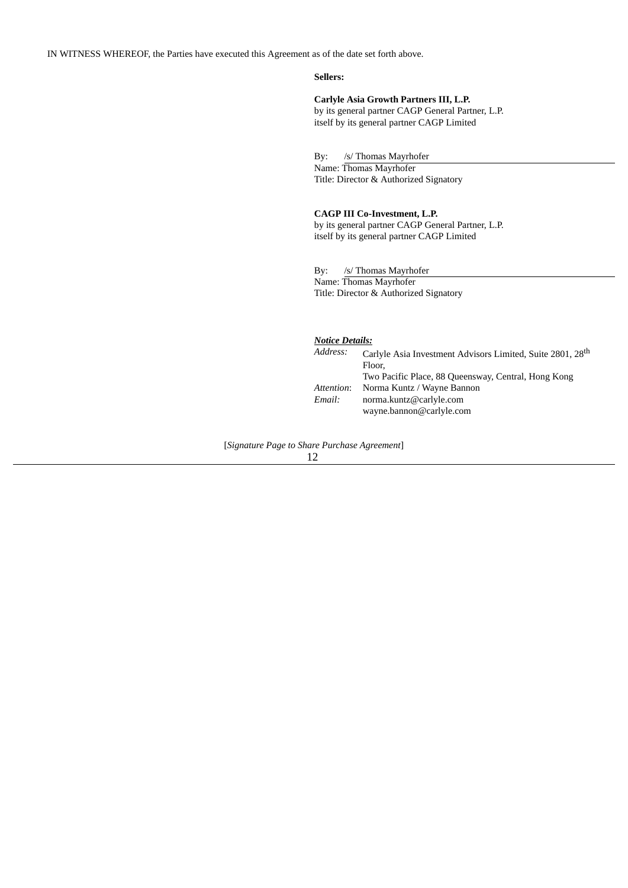IN WITNESS WHEREOF, the Parties have executed this Agreement as of the date set forth above.

**Sellers:**

**Carlyle Asia Growth Partners III, L.P.**
by its general partner CAGP General Partner, L.P.
itself by its general partner CAGP Limited

By: /s/ Thomas Mayrhofer
Name: Thomas Mayrhofer
Title: Director & Authorized Signatory

**CAGP III Co-Investment, L.P.**
by its general partner CAGP General Partner, L.P.
itself by its general partner CAGP Limited

By: /s/ Thomas Mayrhofer
Name: Thomas Mayrhofer
Title: Director & Authorized Signatory

***Notice Details:***

| | |
|---|---|
| *Address:* | Carlyle Asia Investment Advisors Limited, Suite 2801, 28th Floor, Two Pacific Place, 88 Queensway, Central, Hong Kong |
| *Attention*: | Norma Kuntz / Wayne Bannon |
| *Email:* | norma.kuntz@carlyle.com wayne.bannon@carlyle.com |

[*Signature Page to Share Purchase Agreement*]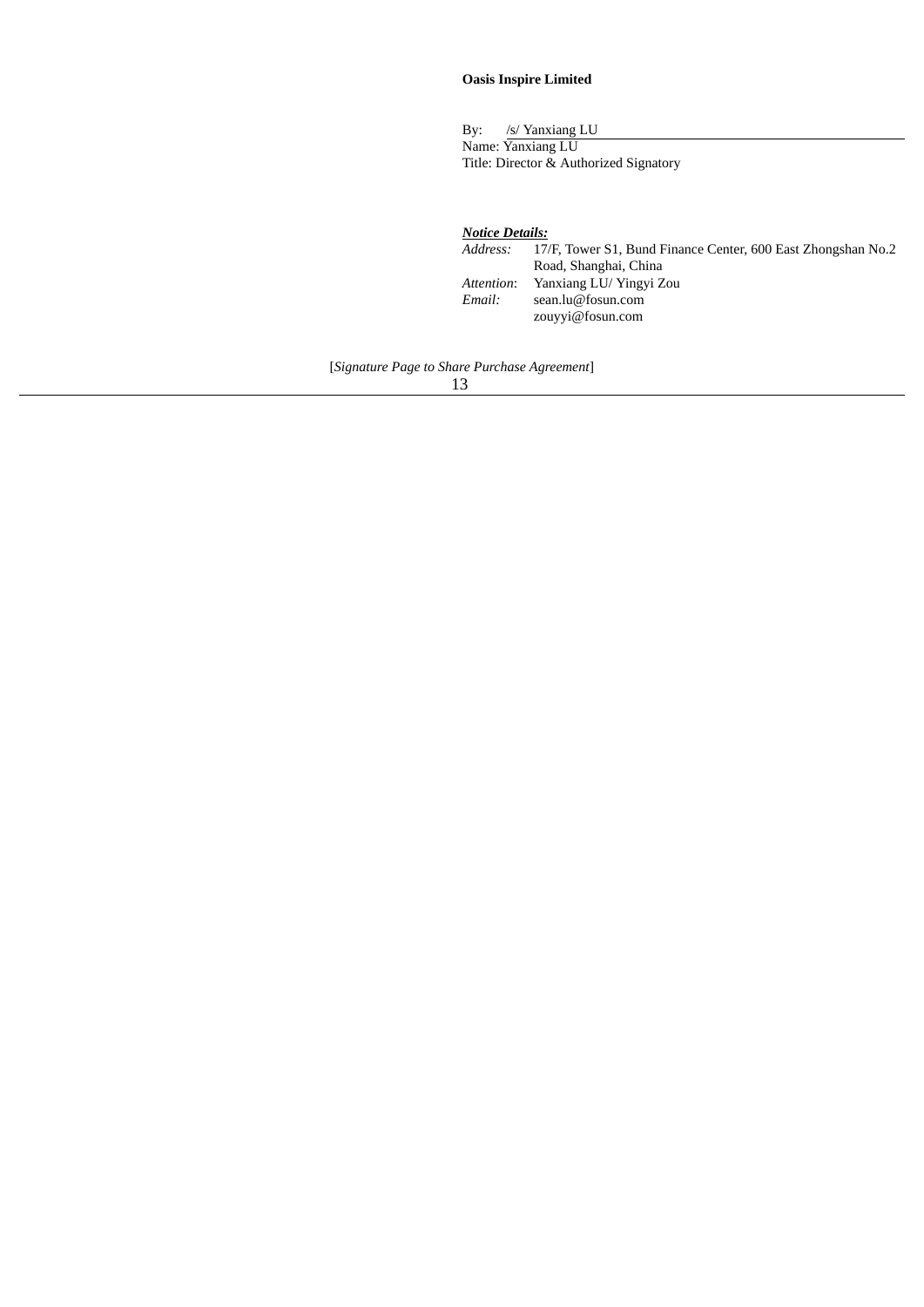**Oasis Inspire Limited**

By: /s/ Yanxiang LU
Name: Yanxiang LU
Title: Director & Authorized Signatory

***Notice Details:***

*Address:* 17/F, Tower S1, Bund Finance Center, 600 East Zhongshan No.2 Road, Shanghai, China
*Attention*: Yanxiang LU/ Yingyi Zou
*Email:* sean.lu@fosun.com
zouyyi@fosun.com

[*Signature Page to Share Purchase Agreement*]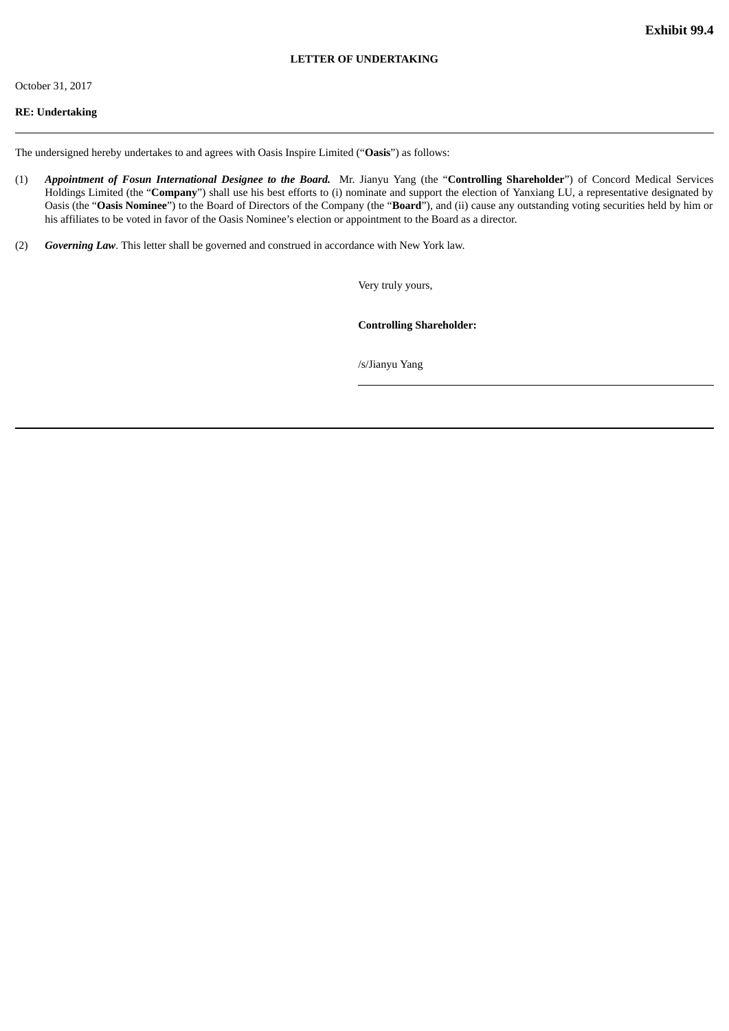**Exhibit 99.4**

**LETTER OF UNDERTAKING**

October 31, 2017

**RE: Undertaking**

---

The undersigned hereby undertakes to and agrees with Oasis Inspire Limited ("**Oasis**") as follows:

(1) ***Appointment of Fosun International Designee to the Board.*** Mr. Jianyu Yang (the "**Controlling Shareholder**") of Concord Medical Services Holdings Limited (the "**Company**") shall use his best efforts to (i) nominate and support the election of Yanxiang LU, a representative designated by Oasis (the "**Oasis Nominee**") to the Board of Directors of the Company (the "**Board**"), and (ii) cause any outstanding voting securities held by him or his affiliates to be voted in favor of the Oasis Nominee's election or appointment to the Board as a director.

(2) ***Governing Law***. This letter shall be governed and construed in accordance with New York law.

Very truly yours,

**Controlling Shareholder:**

/s/Jianyu Yang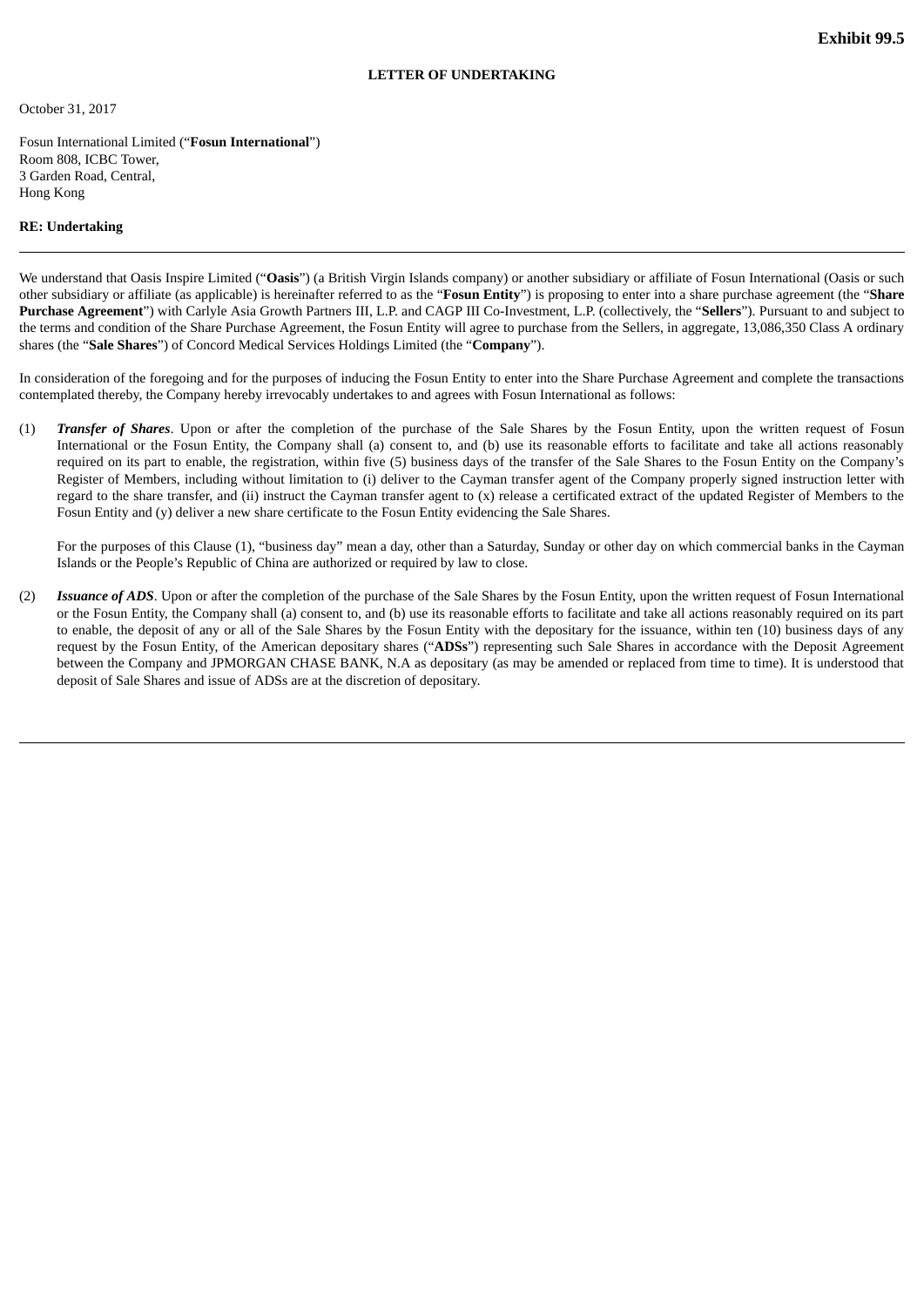**Exhibit 99.5**

**LETTER OF UNDERTAKING**

October 31, 2017

Fosun International Limited (“**Fosun International**”)
Room 808, ICBC Tower,
3 Garden Road, Central,
Hong Kong

**RE: Undertaking**

---

We understand that Oasis Inspire Limited (“**Oasis**”) (a British Virgin Islands company) or another subsidiary or affiliate of Fosun International (Oasis or such other subsidiary or affiliate (as applicable) is hereinafter referred to as the “**Fosun Entity**”) is proposing to enter into a share purchase agreement (the “**Share Purchase Agreement**”) with Carlyle Asia Growth Partners III, L.P. and CAGP III Co-Investment, L.P. (collectively, the “**Sellers**”). Pursuant to and subject to the terms and condition of the Share Purchase Agreement, the Fosun Entity will agree to purchase from the Sellers, in aggregate, 13,086,350 Class A ordinary shares (the “**Sale Shares**”) of Concord Medical Services Holdings Limited (the “**Company**”).

In consideration of the foregoing and for the purposes of inducing the Fosun Entity to enter into the Share Purchase Agreement and complete the transactions contemplated thereby, the Company hereby irrevocably undertakes to and agrees with Fosun International as follows:

(1) ***Transfer of Shares***. Upon or after the completion of the purchase of the Sale Shares by the Fosun Entity, upon the written request of Fosun International or the Fosun Entity, the Company shall (a) consent to, and (b) use its reasonable efforts to facilitate and take all actions reasonably required on its part to enable, the registration, within five (5) business days of the transfer of the Sale Shares to the Fosun Entity on the Company’s Register of Members, including without limitation to (i) deliver to the Cayman transfer agent of the Company properly signed instruction letter with regard to the share transfer, and (ii) instruct the Cayman transfer agent to (x) release a certificated extract of the updated Register of Members to the Fosun Entity and (y) deliver a new share certificate to the Fosun Entity evidencing the Sale Shares.

For the purposes of this Clause (1), “business day” mean a day, other than a Saturday, Sunday or other day on which commercial banks in the Cayman Islands or the People’s Republic of China are authorized or required by law to close.

(2) ***Issuance of ADS***. Upon or after the completion of the purchase of the Sale Shares by the Fosun Entity, upon the written request of Fosun International or the Fosun Entity, the Company shall (a) consent to, and (b) use its reasonable efforts to facilitate and take all actions reasonably required on its part to enable, the deposit of any or all of the Sale Shares by the Fosun Entity with the depositary for the issuance, within ten (10) business days of any request by the Fosun Entity, of the American depositary shares (“**ADSs**”) representing such Sale Shares in accordance with the Deposit Agreement between the Company and JPMORGAN CHASE BANK, N.A as depositary (as may be amended or replaced from time to time). It is understood that deposit of Sale Shares and issue of ADSs are at the discretion of depositary.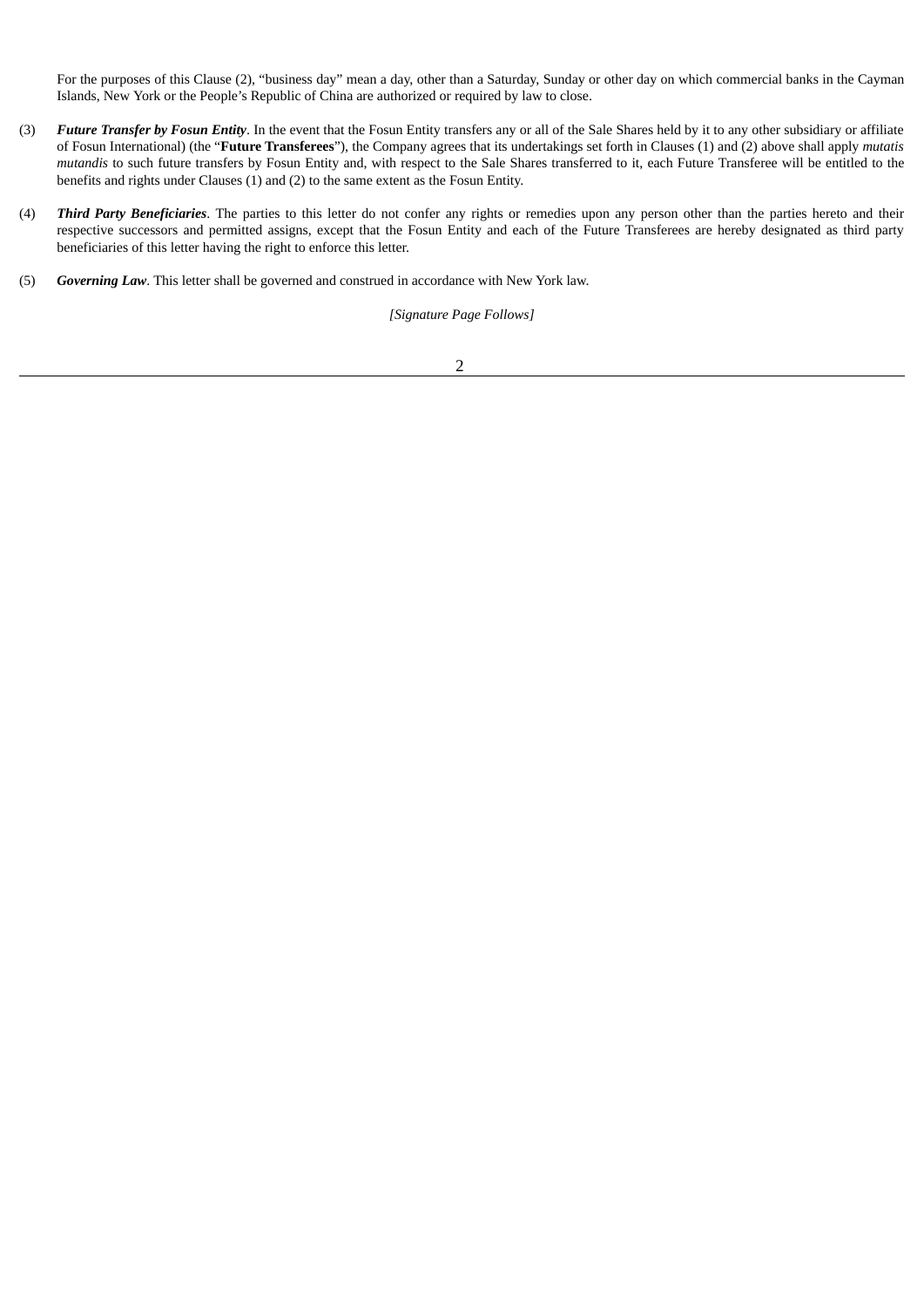For the purposes of this Clause (2), "business day" mean a day, other than a Saturday, Sunday or other day on which commercial banks in the Cayman Islands, New York or the People's Republic of China are authorized or required by law to close.

(3) ***Future Transfer by Fosun Entity***. In the event that the Fosun Entity transfers any or all of the Sale Shares held by it to any other subsidiary or affiliate of Fosun International) (the "**Future Transferees**"), the Company agrees that its undertakings set forth in Clauses (1) and (2) above shall apply *mutatis mutandis* to such future transfers by Fosun Entity and, with respect to the Sale Shares transferred to it, each Future Transferee will be entitled to the benefits and rights under Clauses (1) and (2) to the same extent as the Fosun Entity.

(4) ***Third Party Beneficiaries***. The parties to this letter do not confer any rights or remedies upon any person other than the parties hereto and their respective successors and permitted assigns, except that the Fosun Entity and each of the Future Transferees are hereby designated as third party beneficiaries of this letter having the right to enforce this letter.

(5) ***Governing Law***. This letter shall be governed and construed in accordance with New York law.

*[Signature Page Follows]*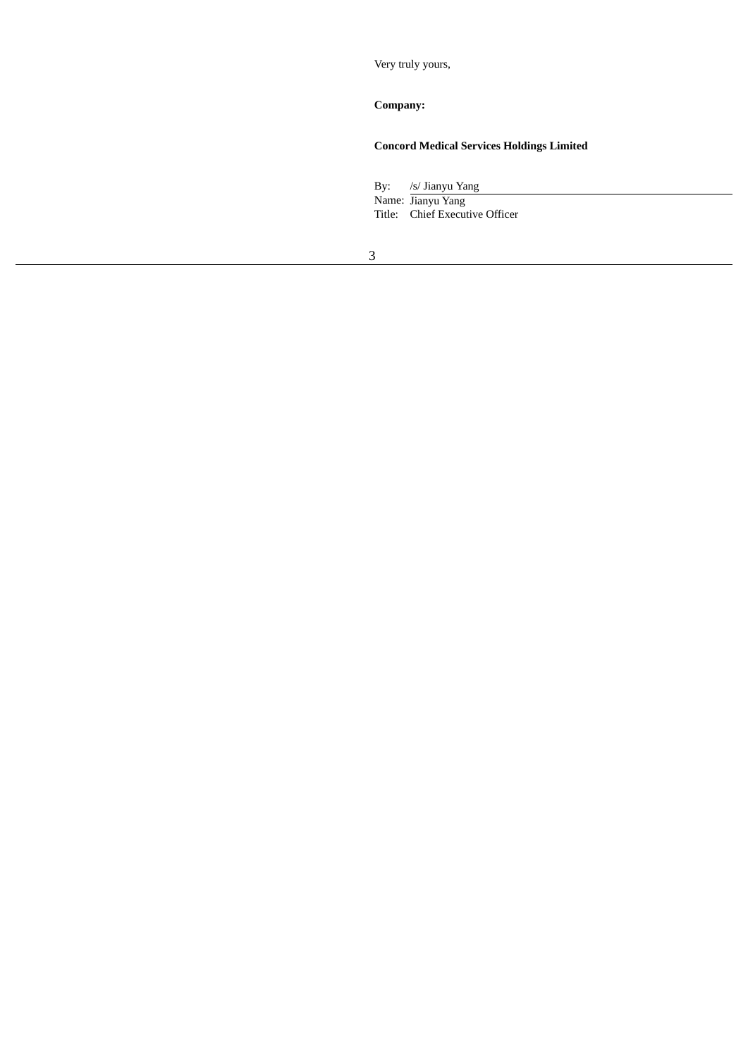Very truly yours,

**Company:**

**Concord Medical Services Holdings Limited**

By: /s/ Jianyu Yang
Name: Jianyu Yang
Title: Chief Executive Officer